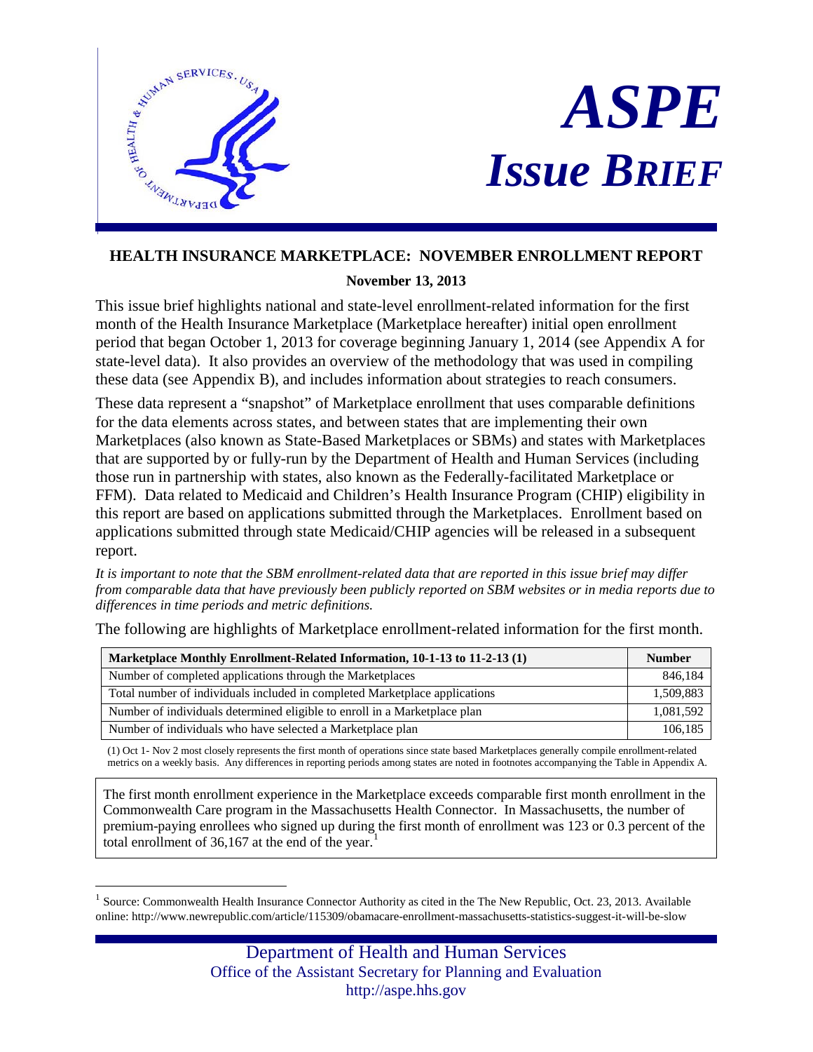# ASPE Issue Brief

## HEALTH INSURANCE MARKETPLACE: NOVEMBER ENROLLMENT REPORT

**November 13, 2013**

This issue brief highlights national and state-level enrollment-related information for the first month of the Health Insurance Marketplace (Marketplace hereafter) initial open enrollment period that began October 1, 2013 for coverage beginning January 1, 2014 (see Appendix A for state-level data). It also provides an overview of the methodology that was used in compiling these data (see Appendix B), and includes information about strategies to reach consumers.

These data represent a "snapshot" of Marketplace enrollment that uses comparable definitions for the data elements across states, and between states that are implementing their own Marketplaces (also known as State-Based Marketplaces or SBMs) and states with Marketplaces that are supported by or fully-run by the Department of Health and Human Services (including those run in partnership with states, also known as the Federally-facilitated Marketplace or FFM). Data related to Medicaid and Children's Health Insurance Program (CHIP) eligibility in this report are based on applications submitted through the Marketplaces. Enrollment based on applications submitted through state Medicaid/CHIP agencies will be released in a subsequent report.

*It is important to note that the SBM enrollment-related data that are reported in this issue brief may differ from comparable data that have previously been publicly reported on SBM websites or in media reports due to differences in time periods and metric definitions.*

The following are highlights of Marketplace enrollment-related information for the first month.

| Marketplace Monthly Enrollment-Related Information, 10-1-13 to 11-2-13 (1) | Number |
|---|---|
| Number of completed applications through the Marketplaces | 846,184 |
| Total number of individuals included in completed Marketplace applications | 1,509,883 |
| Number of individuals determined eligible to enroll in a Marketplace plan | 1,081,592 |
| Number of individuals who have selected a Marketplace plan | 106,185 |

(1) Oct 1- Nov 2 most closely represents the first month of operations since state based Marketplaces generally compile enrollment-related metrics on a weekly basis. Any differences in reporting periods among states are noted in footnotes accompanying the Table in Appendix A.

The first month enrollment experience in the Marketplace exceeds comparable first month enrollment in the Commonwealth Care program in the Massachusetts Health Connector. In Massachusetts, the number of premium-paying enrollees who signed up during the first month of enrollment was 123 or 0.3 percent of the total enrollment of 36,167 at the end of the year.[1]

[1] Source: Commonwealth Health Insurance Connector Authority as cited in the The New Republic, Oct. 23, 2013. Available online: http://www.newrepublic.com/article/115309/obamacare-enrollment-massachusetts-statistics-suggest-it-will-be-slow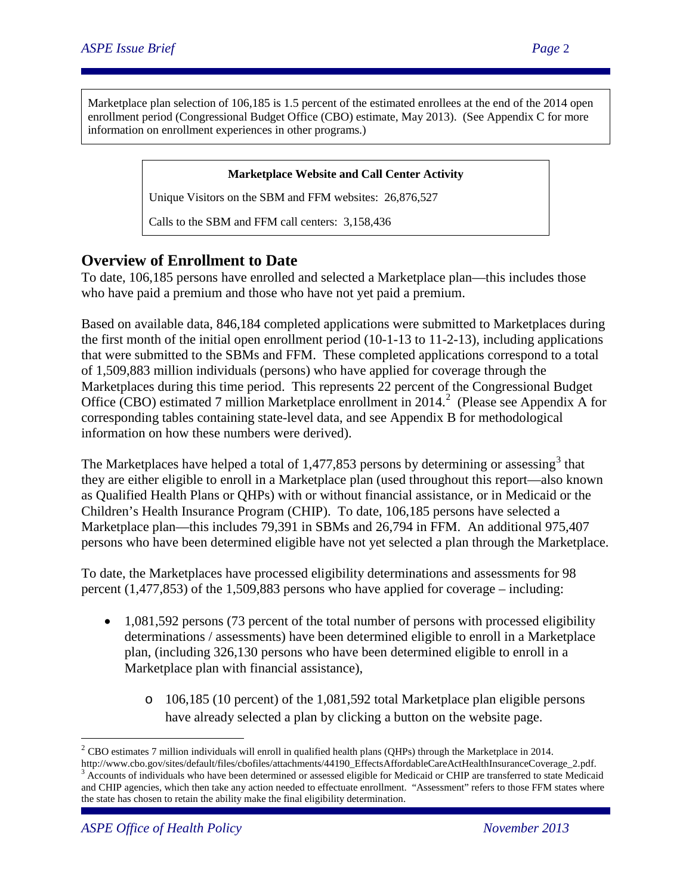Marketplace plan selection of 106,185 is 1.5 percent of the estimated enrollees at the end of the 2014 open enrollment period (Congressional Budget Office (CBO) estimate, May 2013). (See Appendix C for more information on enrollment experiences in other programs.)

**Marketplace Website and Call Center Activity**

Unique Visitors on the SBM and FFM websites: 26,876,527

Calls to the SBM and FFM call centers: 3,158,436

## Overview of Enrollment to Date

To date, 106,185 persons have enrolled and selected a Marketplace plan—this includes those who have paid a premium and those who have not yet paid a premium.

Based on available data, 846,184 completed applications were submitted to Marketplaces during the first month of the initial open enrollment period (10-1-13 to 11-2-13), including applications that were submitted to the SBMs and FFM. These completed applications correspond to a total of 1,509,883 million individuals (persons) who have applied for coverage through the Marketplaces during this time period. This represents 22 percent of the Congressional Budget Office (CBO) estimated 7 million Marketplace enrollment in 2014.[2] (Please see Appendix A for corresponding tables containing state-level data, and see Appendix B for methodological information on how these numbers were derived).

The Marketplaces have helped a total of 1,477,853 persons by determining or assessing[3] that they are either eligible to enroll in a Marketplace plan (used throughout this report—also known as Qualified Health Plans or QHPs) with or without financial assistance, or in Medicaid or the Children's Health Insurance Program (CHIP). To date, 106,185 persons have selected a Marketplace plan—this includes 79,391 in SBMs and 26,794 in FFM. An additional 975,407 persons who have been determined eligible have not yet selected a plan through the Marketplace.

To date, the Marketplaces have processed eligibility determinations and assessments for 98 percent (1,477,853) of the 1,509,883 persons who have applied for coverage – including:

- 1,081,592 persons (73 percent of the total number of persons with processed eligibility determinations / assessments) have been determined eligible to enroll in a Marketplace plan, (including 326,130 persons who have been determined eligible to enroll in a Marketplace plan with financial assistance),
    - 106,185 (10 percent) of the 1,081,592 total Marketplace plan eligible persons have already selected a plan by clicking a button on the website page.

---

[2] CBO estimates 7 million individuals will enroll in qualified health plans (QHPs) through the Marketplace in 2014. http://www.cbo.gov/sites/default/files/cbofiles/attachments/44190_EffectsAffordableCareActHealthInsuranceCoverage_2.pdf.

[3] Accounts of individuals who have been determined or assessed eligible for Medicaid or CHIP are transferred to state Medicaid and CHIP agencies, which then take any action needed to effectuate enrollment. "Assessment" refers to those FFM states where the state has chosen to retain the ability make the final eligibility determination.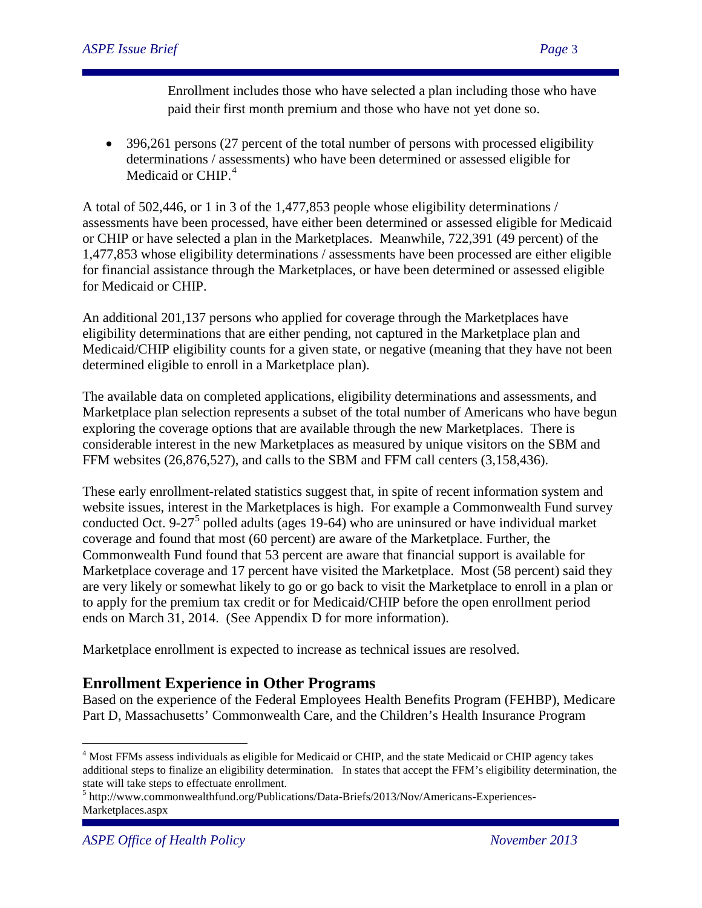Enrollment includes those who have selected a plan including those who have paid their first month premium and those who have not yet done so.

- 396,261 persons (27 percent of the total number of persons with processed eligibility determinations / assessments) who have been determined or assessed eligible for Medicaid or CHIP.[4]

A total of 502,446, or 1 in 3 of the 1,477,853 people whose eligibility determinations / assessments have been processed, have either been determined or assessed eligible for Medicaid or CHIP or have selected a plan in the Marketplaces. Meanwhile, 722,391 (49 percent) of the 1,477,853 whose eligibility determinations / assessments have been processed are either eligible for financial assistance through the Marketplaces, or have been determined or assessed eligible for Medicaid or CHIP.

An additional 201,137 persons who applied for coverage through the Marketplaces have eligibility determinations that are either pending, not captured in the Marketplace plan and Medicaid/CHIP eligibility counts for a given state, or negative (meaning that they have not been determined eligible to enroll in a Marketplace plan).

The available data on completed applications, eligibility determinations and assessments, and Marketplace plan selection represents a subset of the total number of Americans who have begun exploring the coverage options that are available through the new Marketplaces. There is considerable interest in the new Marketplaces as measured by unique visitors on the SBM and FFM websites (26,876,527), and calls to the SBM and FFM call centers (3,158,436).

These early enrollment-related statistics suggest that, in spite of recent information system and website issues, interest in the Marketplaces is high. For example a Commonwealth Fund survey conducted Oct. 9-27[5] polled adults (ages 19-64) who are uninsured or have individual market coverage and found that most (60 percent) are aware of the Marketplace. Further, the Commonwealth Fund found that 53 percent are aware that financial support is available for Marketplace coverage and 17 percent have visited the Marketplace. Most (58 percent) said they are very likely or somewhat likely to go or go back to visit the Marketplace to enroll in a plan or to apply for the premium tax credit or for Medicaid/CHIP before the open enrollment period ends on March 31, 2014. (See Appendix D for more information).

Marketplace enrollment is expected to increase as technical issues are resolved.

## Enrollment Experience in Other Programs

Based on the experience of the Federal Employees Health Benefits Program (FEHBP), Medicare Part D, Massachusetts' Commonwealth Care, and the Children's Health Insurance Program

---

[4] Most FFMs assess individuals as eligible for Medicaid or CHIP, and the state Medicaid or CHIP agency takes additional steps to finalize an eligibility determination. In states that accept the FFM's eligibility determination, the state will take steps to effectuate enrollment.

[5] http://www.commonwealthfund.org/Publications/Data-Briefs/2013/Nov/Americans-Experiences-Marketplaces.aspx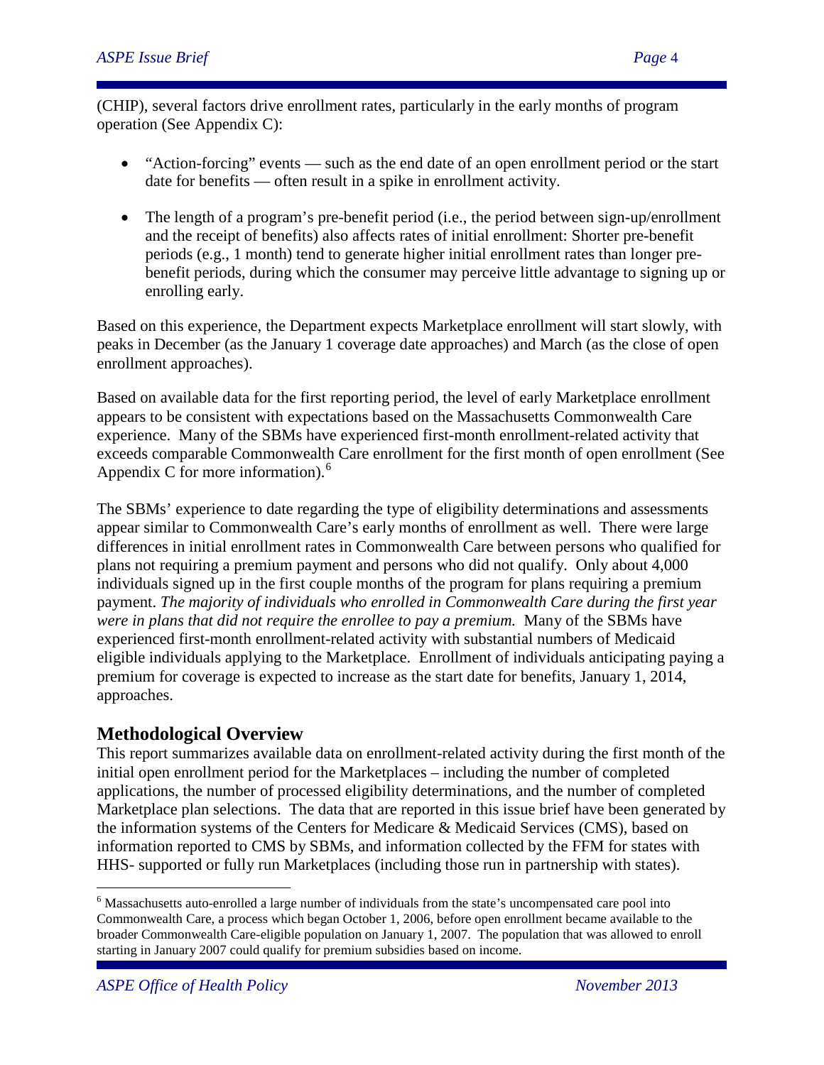(CHIP), several factors drive enrollment rates, particularly in the early months of program operation (See Appendix C):

- "Action-forcing" events — such as the end date of an open enrollment period or the start date for benefits — often result in a spike in enrollment activity.
- The length of a program's pre-benefit period (i.e., the period between sign-up/enrollment and the receipt of benefits) also affects rates of initial enrollment: Shorter pre-benefit periods (e.g., 1 month) tend to generate higher initial enrollment rates than longer pre-benefit periods, during which the consumer may perceive little advantage to signing up or enrolling early.

Based on this experience, the Department expects Marketplace enrollment will start slowly, with peaks in December (as the January 1 coverage date approaches) and March (as the close of open enrollment approaches).

Based on available data for the first reporting period, the level of early Marketplace enrollment appears to be consistent with expectations based on the Massachusetts Commonwealth Care experience. Many of the SBMs have experienced first-month enrollment-related activity that exceeds comparable Commonwealth Care enrollment for the first month of open enrollment (See Appendix C for more information).[6]

The SBMs' experience to date regarding the type of eligibility determinations and assessments appear similar to Commonwealth Care's early months of enrollment as well. There were large differences in initial enrollment rates in Commonwealth Care between persons who qualified for plans not requiring a premium payment and persons who did not qualify. Only about 4,000 individuals signed up in the first couple months of the program for plans requiring a premium payment. *The majority of individuals who enrolled in Commonwealth Care during the first year were in plans that did not require the enrollee to pay a premium.* Many of the SBMs have experienced first-month enrollment-related activity with substantial numbers of Medicaid eligible individuals applying to the Marketplace. Enrollment of individuals anticipating paying a premium for coverage is expected to increase as the start date for benefits, January 1, 2014, approaches.

## Methodological Overview

This report summarizes available data on enrollment-related activity during the first month of the initial open enrollment period for the Marketplaces – including the number of completed applications, the number of processed eligibility determinations, and the number of completed Marketplace plan selections. The data that are reported in this issue brief have been generated by the information systems of the Centers for Medicare & Medicaid Services (CMS), based on information reported to CMS by SBMs, and information collected by the FFM for states with HHS- supported or fully run Marketplaces (including those run in partnership with states).

[6] Massachusetts auto-enrolled a large number of individuals from the state's uncompensated care pool into Commonwealth Care, a process which began October 1, 2006, before open enrollment became available to the broader Commonwealth Care-eligible population on January 1, 2007. The population that was allowed to enroll starting in January 2007 could qualify for premium subsidies based on income.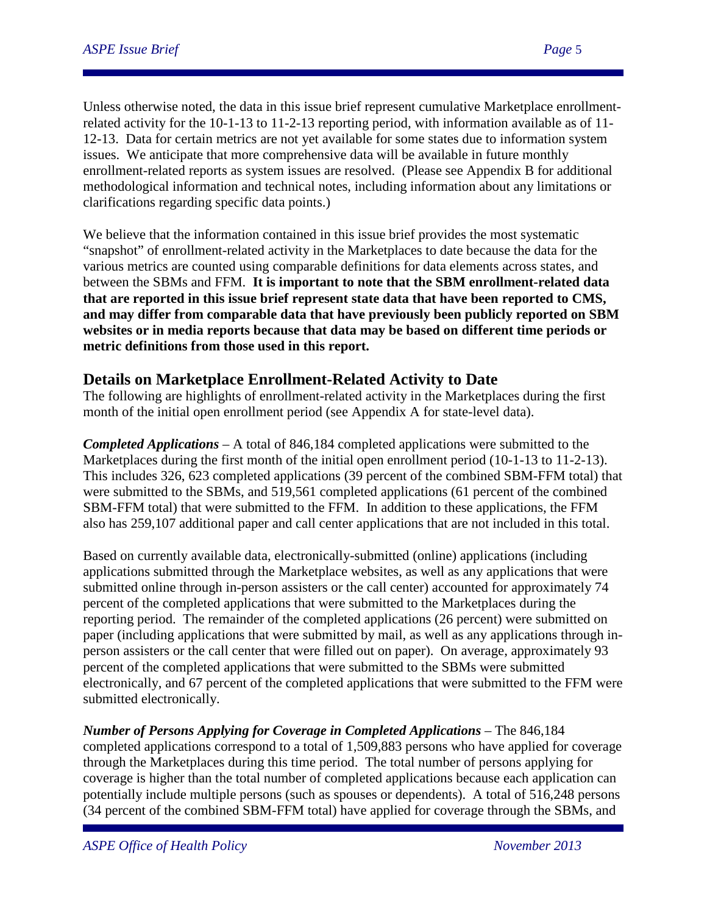Unless otherwise noted, the data in this issue brief represent cumulative Marketplace enrollment-related activity for the 10-1-13 to 11-2-13 reporting period, with information available as of 11-12-13. Data for certain metrics are not yet available for some states due to information system issues. We anticipate that more comprehensive data will be available in future monthly enrollment-related reports as system issues are resolved. (Please see Appendix B for additional methodological information and technical notes, including information about any limitations or clarifications regarding specific data points.)

We believe that the information contained in this issue brief provides the most systematic "snapshot" of enrollment-related activity in the Marketplaces to date because the data for the various metrics are counted using comparable definitions for data elements across states, and between the SBMs and FFM. **It is important to note that the SBM enrollment-related data that are reported in this issue brief represent state data that have been reported to CMS, and may differ from comparable data that have previously been publicly reported on SBM websites or in media reports because that data may be based on different time periods or metric definitions from those used in this report.**

## Details on Marketplace Enrollment-Related Activity to Date

The following are highlights of enrollment-related activity in the Marketplaces during the first month of the initial open enrollment period (see Appendix A for state-level data).

***Completed Applications*** – A total of 846,184 completed applications were submitted to the Marketplaces during the first month of the initial open enrollment period (10-1-13 to 11-2-13). This includes 326, 623 completed applications (39 percent of the combined SBM-FFM total) that were submitted to the SBMs, and 519,561 completed applications (61 percent of the combined SBM-FFM total) that were submitted to the FFM. In addition to these applications, the FFM also has 259,107 additional paper and call center applications that are not included in this total.

Based on currently available data, electronically-submitted (online) applications (including applications submitted through the Marketplace websites, as well as any applications that were submitted online through in-person assisters or the call center) accounted for approximately 74 percent of the completed applications that were submitted to the Marketplaces during the reporting period. The remainder of the completed applications (26 percent) were submitted on paper (including applications that were submitted by mail, as well as any applications through in-person assisters or the call center that were filled out on paper). On average, approximately 93 percent of the completed applications that were submitted to the SBMs were submitted electronically, and 67 percent of the completed applications that were submitted to the FFM were submitted electronically.

***Number of Persons Applying for Coverage in Completed Applications*** – The 846,184 completed applications correspond to a total of 1,509,883 persons who have applied for coverage through the Marketplaces during this time period. The total number of persons applying for coverage is higher than the total number of completed applications because each application can potentially include multiple persons (such as spouses or dependents). A total of 516,248 persons (34 percent of the combined SBM-FFM total) have applied for coverage through the SBMs, and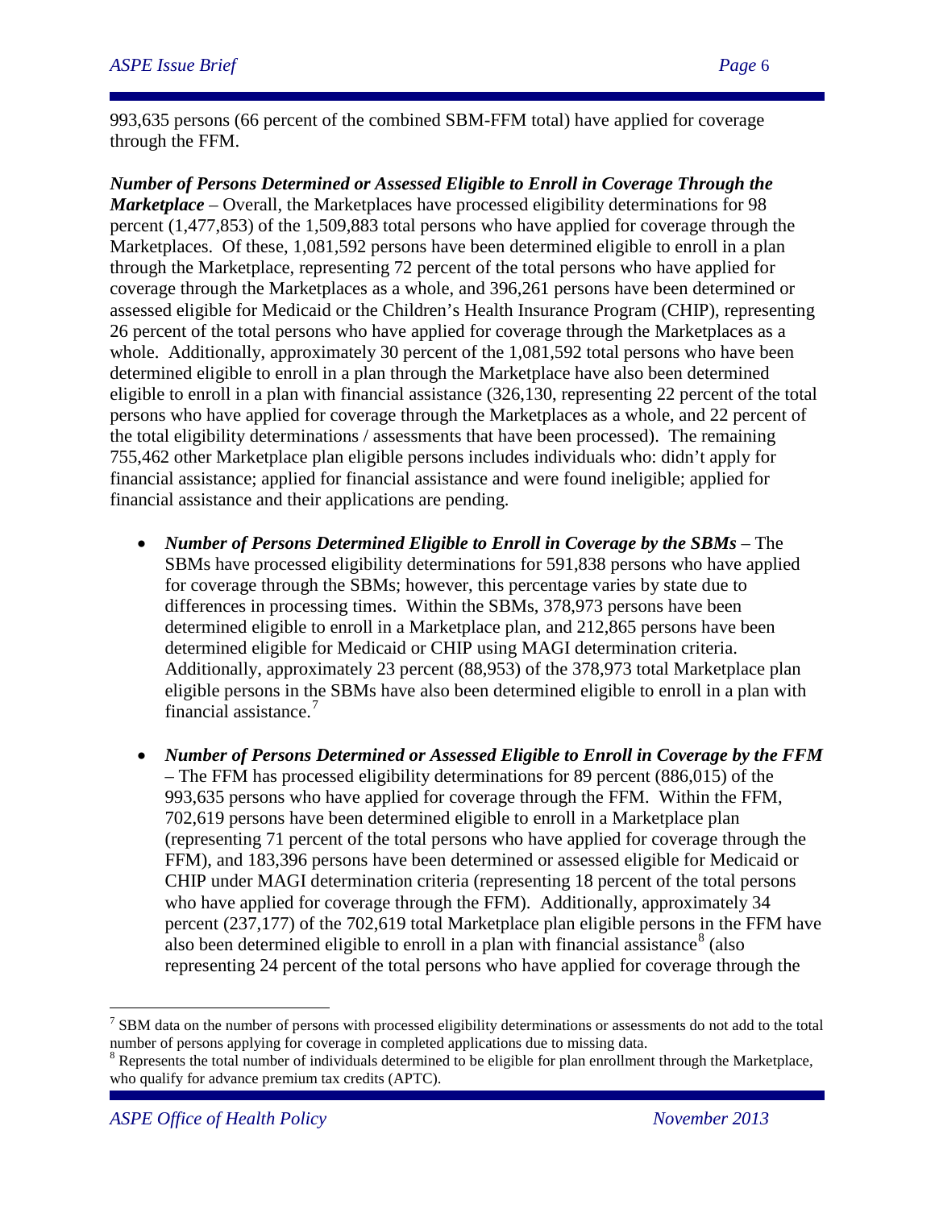993,635 persons (66 percent of the combined SBM-FFM total) have applied for coverage through the FFM.

***Number of Persons Determined or Assessed Eligible to Enroll in Coverage Through the Marketplace*** – Overall, the Marketplaces have processed eligibility determinations for 98 percent (1,477,853) of the 1,509,883 total persons who have applied for coverage through the Marketplaces. Of these, 1,081,592 persons have been determined eligible to enroll in a plan through the Marketplace, representing 72 percent of the total persons who have applied for coverage through the Marketplaces as a whole, and 396,261 persons have been determined or assessed eligible for Medicaid or the Children's Health Insurance Program (CHIP), representing 26 percent of the total persons who have applied for coverage through the Marketplaces as a whole. Additionally, approximately 30 percent of the 1,081,592 total persons who have been determined eligible to enroll in a plan through the Marketplace have also been determined eligible to enroll in a plan with financial assistance (326,130, representing 22 percent of the total persons who have applied for coverage through the Marketplaces as a whole, and 22 percent of the total eligibility determinations / assessments that have been processed). The remaining 755,462 other Marketplace plan eligible persons includes individuals who: didn't apply for financial assistance; applied for financial assistance and were found ineligible; applied for financial assistance and their applications are pending.

- ***Number of Persons Determined Eligible to Enroll in Coverage by the SBMs*** – The SBMs have processed eligibility determinations for 591,838 persons who have applied for coverage through the SBMs; however, this percentage varies by state due to differences in processing times. Within the SBMs, 378,973 persons have been determined eligible to enroll in a Marketplace plan, and 212,865 persons have been determined eligible for Medicaid or CHIP using MAGI determination criteria. Additionally, approximately 23 percent (88,953) of the 378,973 total Marketplace plan eligible persons in the SBMs have also been determined eligible to enroll in a plan with financial assistance.[7]

- ***Number of Persons Determined or Assessed Eligible to Enroll in Coverage by the FFM*** – The FFM has processed eligibility determinations for 89 percent (886,015) of the 993,635 persons who have applied for coverage through the FFM. Within the FFM, 702,619 persons have been determined eligible to enroll in a Marketplace plan (representing 71 percent of the total persons who have applied for coverage through the FFM), and 183,396 persons have been determined or assessed eligible for Medicaid or CHIP under MAGI determination criteria (representing 18 percent of the total persons who have applied for coverage through the FFM). Additionally, approximately 34 percent (237,177) of the 702,619 total Marketplace plan eligible persons in the FFM have also been determined eligible to enroll in a plan with financial assistance[8] (also representing 24 percent of the total persons who have applied for coverage through the

---

[7] SBM data on the number of persons with processed eligibility determinations or assessments do not add to the total number of persons applying for coverage in completed applications due to missing data.

[8] Represents the total number of individuals determined to be eligible for plan enrollment through the Marketplace, who qualify for advance premium tax credits (APTC).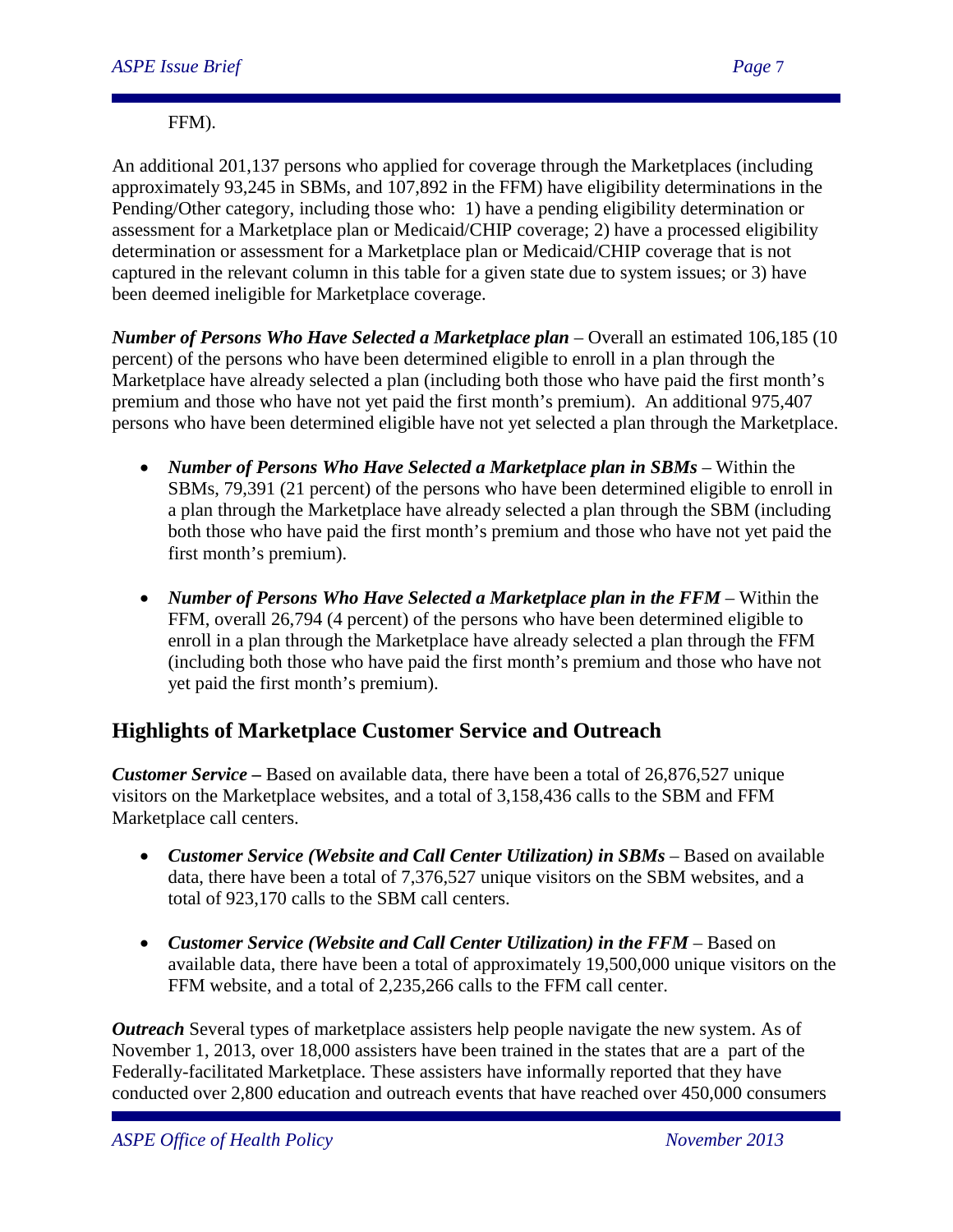FFM).

An additional 201,137 persons who applied for coverage through the Marketplaces (including approximately 93,245 in SBMs, and 107,892 in the FFM) have eligibility determinations in the Pending/Other category, including those who: 1) have a pending eligibility determination or assessment for a Marketplace plan or Medicaid/CHIP coverage; 2) have a processed eligibility determination or assessment for a Marketplace plan or Medicaid/CHIP coverage that is not captured in the relevant column in this table for a given state due to system issues; or 3) have been deemed ineligible for Marketplace coverage.

***Number of Persons Who Have Selected a Marketplace plan*** – Overall an estimated 106,185 (10 percent) of the persons who have been determined eligible to enroll in a plan through the Marketplace have already selected a plan (including both those who have paid the first month's premium and those who have not yet paid the first month's premium). An additional 975,407 persons who have been determined eligible have not yet selected a plan through the Marketplace.

- ***Number of Persons Who Have Selected a Marketplace plan in SBMs*** – Within the SBMs, 79,391 (21 percent) of the persons who have been determined eligible to enroll in a plan through the Marketplace have already selected a plan through the SBM (including both those who have paid the first month's premium and those who have not yet paid the first month's premium).

- ***Number of Persons Who Have Selected a Marketplace plan in the FFM*** – Within the FFM, overall 26,794 (4 percent) of the persons who have been determined eligible to enroll in a plan through the Marketplace have already selected a plan through the FFM (including both those who have paid the first month's premium and those who have not yet paid the first month's premium).

## Highlights of Marketplace Customer Service and Outreach

***Customer Service –*** Based on available data, there have been a total of 26,876,527 unique visitors on the Marketplace websites, and a total of 3,158,436 calls to the SBM and FFM Marketplace call centers.

- ***Customer Service (Website and Call Center Utilization) in SBMs*** – Based on available data, there have been a total of 7,376,527 unique visitors on the SBM websites, and a total of 923,170 calls to the SBM call centers.

- ***Customer Service (Website and Call Center Utilization) in the FFM*** – Based on available data, there have been a total of approximately 19,500,000 unique visitors on the FFM website, and a total of 2,235,266 calls to the FFM call center.

***Outreach*** Several types of marketplace assisters help people navigate the new system. As of November 1, 2013, over 18,000 assisters have been trained in the states that are a part of the Federally-facilitated Marketplace. These assisters have informally reported that they have conducted over 2,800 education and outreach events that have reached over 450,000 consumers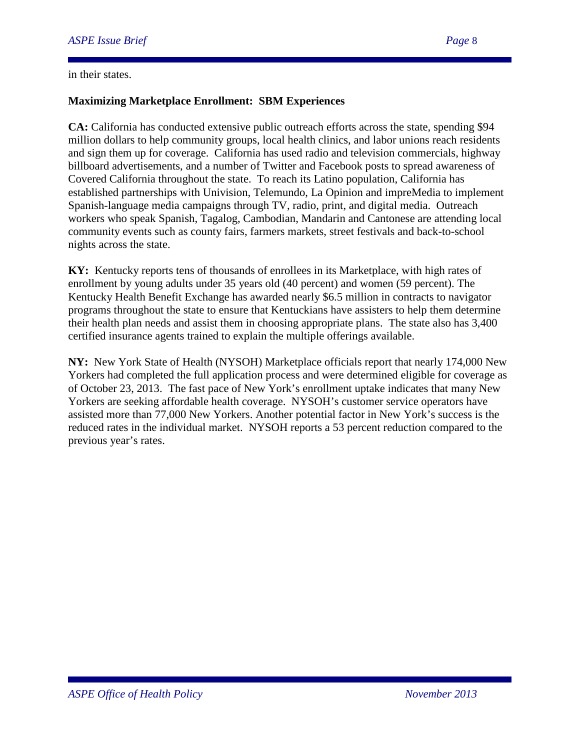in their states.

**Maximizing Marketplace Enrollment: SBM Experiences**

**CA:** California has conducted extensive public outreach efforts across the state, spending $94 million dollars to help community groups, local health clinics, and labor unions reach residents and sign them up for coverage. California has used radio and television commercials, highway billboard advertisements, and a number of Twitter and Facebook posts to spread awareness of Covered California throughout the state. To reach its Latino population, California has established partnerships with Univision, Telemundo, La Opinion and impreMedia to implement Spanish-language media campaigns through TV, radio, print, and digital media. Outreach workers who speak Spanish, Tagalog, Cambodian, Mandarin and Cantonese are attending local community events such as county fairs, farmers markets, street festivals and back-to-school nights across the state.

**KY:** Kentucky reports tens of thousands of enrollees in its Marketplace, with high rates of enrollment by young adults under 35 years old (40 percent) and women (59 percent). The Kentucky Health Benefit Exchange has awarded nearly $6.5 million in contracts to navigator programs throughout the state to ensure that Kentuckians have assisters to help them determine their health plan needs and assist them in choosing appropriate plans. The state also has 3,400 certified insurance agents trained to explain the multiple offerings available.

**NY:** New York State of Health (NYSOH) Marketplace officials report that nearly 174,000 New Yorkers had completed the full application process and were determined eligible for coverage as of October 23, 2013. The fast pace of New York's enrollment uptake indicates that many New Yorkers are seeking affordable health coverage. NYSOH's customer service operators have assisted more than 77,000 New Yorkers. Another potential factor in New York's success is the reduced rates in the individual market. NYSOH reports a 53 percent reduction compared to the previous year's rates.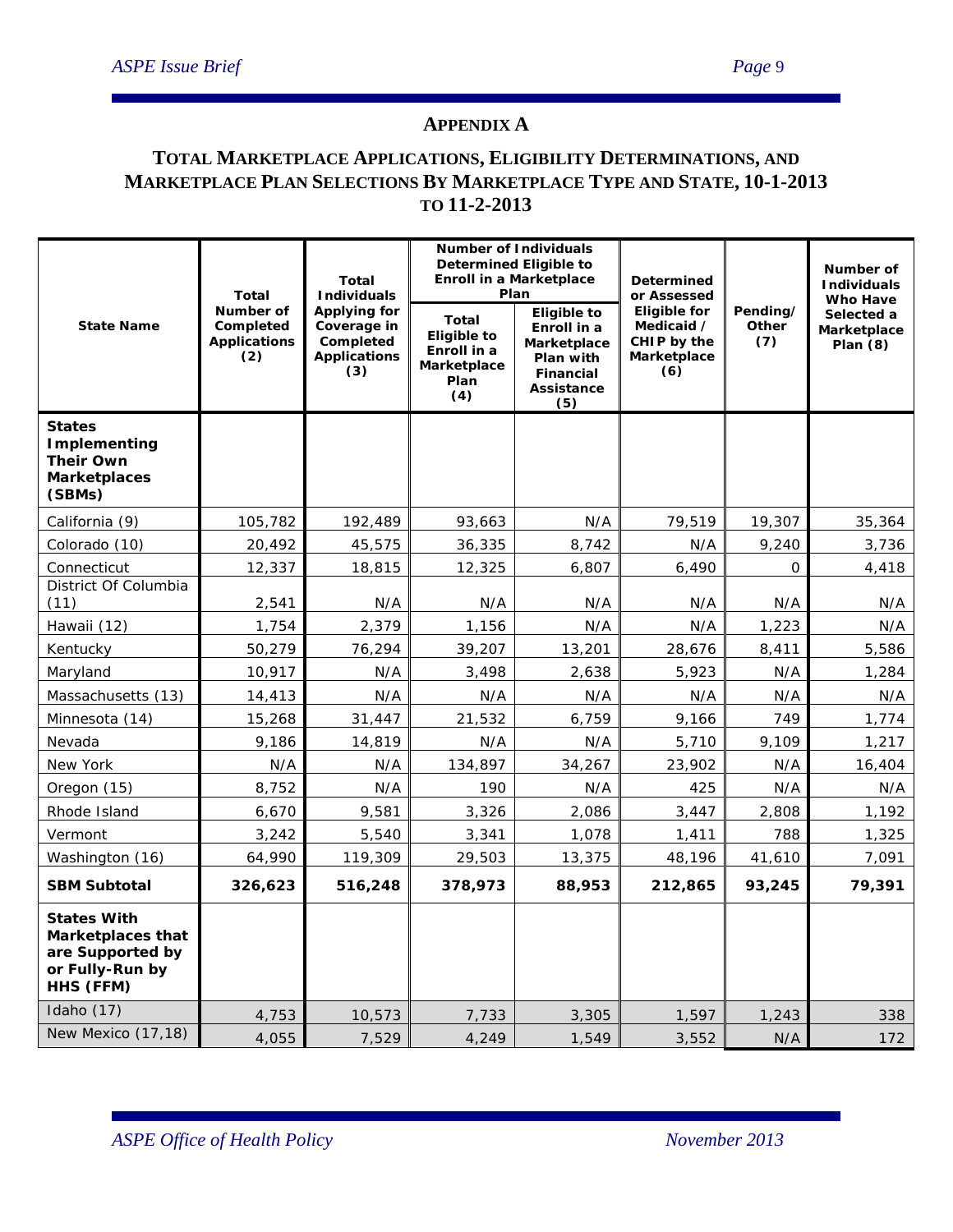## APPENDIX A

## TOTAL MARKETPLACE APPLICATIONS, ELIGIBILITY DETERMINATIONS, AND MARKETPLACE PLAN SELECTIONS BY MARKETPLACE TYPE AND STATE, 10-1-2013 TO 11-2-2013

| State Name | Total Number of Completed Applications (2) | Total Individuals Applying for Coverage in Completed Applications (3) | Number of Individuals Determined Eligible to Enroll in a Marketplace Plan | | Determined or Assessed Eligible for Medicaid / CHIP by the Marketplace (6) | Pending/ Other (7) | Number of Individuals Who Have Selected a Marketplace Plan (8) |
|---|---|---|---|---|---|---|---|
| | | | Total Eligible to Enroll in a Marketplace Plan (4) | Eligible to Enroll in a Marketplace Plan with Financial Assistance (5) | | | |
| **States Implementing Their Own Marketplaces (SBMs)** | | | | | | | |
| California (9) | 105,782 | 192,489 | 93,663 | N/A | 79,519 | 19,307 | 35,364 |
| Colorado (10) | 20,492 | 45,575 | 36,335 | 8,742 | N/A | 9,240 | 3,736 |
| Connecticut | 12,337 | 18,815 | 12,325 | 6,807 | 6,490 | 0 | 4,418 |
| District Of Columbia (11) | 2,541 | N/A | N/A | N/A | N/A | N/A | N/A |
| Hawaii (12) | 1,754 | 2,379 | 1,156 | N/A | N/A | 1,223 | N/A |
| Kentucky | 50,279 | 76,294 | 39,207 | 13,201 | 28,676 | 8,411 | 5,586 |
| Maryland | 10,917 | N/A | 3,498 | 2,638 | 5,923 | N/A | 1,284 |
| Massachusetts (13) | 14,413 | N/A | N/A | N/A | N/A | N/A | N/A |
| Minnesota (14) | 15,268 | 31,447 | 21,532 | 6,759 | 9,166 | 749 | 1,774 |
| Nevada | 9,186 | 14,819 | N/A | N/A | 5,710 | 9,109 | 1,217 |
| New York | N/A | N/A | 134,897 | 34,267 | 23,902 | N/A | 16,404 |
| Oregon (15) | 8,752 | N/A | 190 | N/A | 425 | N/A | N/A |
| Rhode Island | 6,670 | 9,581 | 3,326 | 2,086 | 3,447 | 2,808 | 1,192 |
| Vermont | 3,242 | 5,540 | 3,341 | 1,078 | 1,411 | 788 | 1,325 |
| Washington (16) | 64,990 | 119,309 | 29,503 | 13,375 | 48,196 | 41,610 | 7,091 |
| **SBM Subtotal** | **326,623** | **516,248** | **378,973** | **88,953** | **212,865** | **93,245** | **79,391** |
| **States With Marketplaces that are Supported by or Fully-Run by HHS (FFM)** | | | | | | | |
| Idaho (17) | 4,753 | 10,573 | 7,733 | 3,305 | 1,597 | 1,243 | 338 |
| New Mexico (17,18) | 4,055 | 7,529 | 4,249 | 1,549 | 3,552 | N/A | 172 |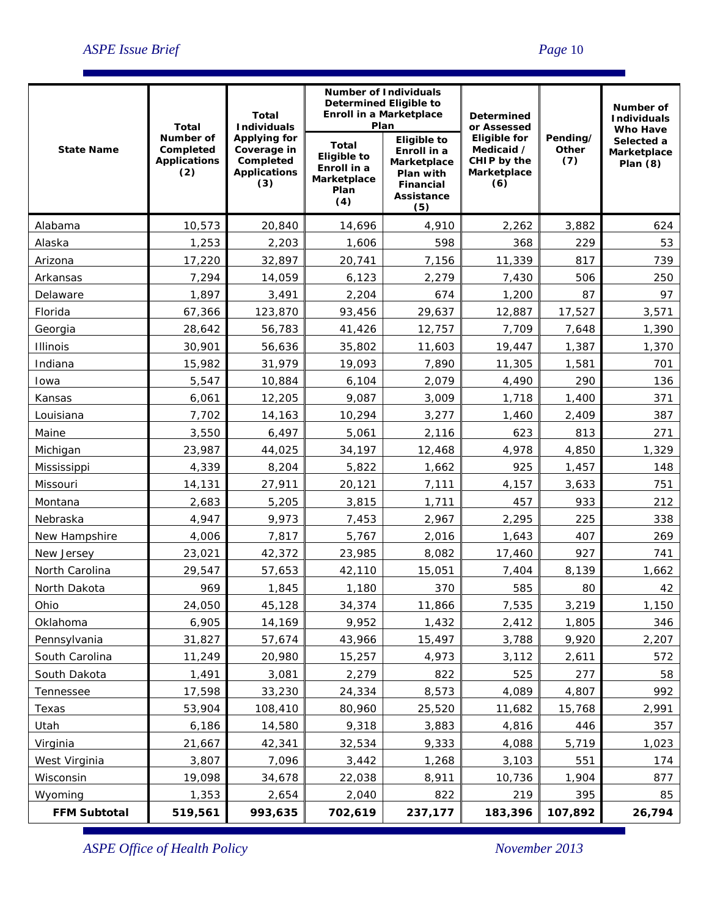| State Name | Total Number of Completed Applications (2) | Total Individuals Applying for Coverage in Completed Applications (3) | Number of Individuals Determined Eligible to Enroll in a Marketplace Plan | | Determined or Assessed Eligible for Medicaid / CHIP by the Marketplace (6) | Pending/ Other (7) | Number of Individuals Who Have Selected a Marketplace Plan (8) |
|---|---|---|---|---|---|---|---|
| | | | Total Eligible to Enroll in a Marketplace Plan (4) | Eligible to Enroll in a Marketplace Plan with Financial Assistance (5) | | | |
| Alabama | 10,573 | 20,840 | 14,696 | 4,910 | 2,262 | 3,882 | 624 |
| Alaska | 1,253 | 2,203 | 1,606 | 598 | 368 | 229 | 53 |
| Arizona | 17,220 | 32,897 | 20,741 | 7,156 | 11,339 | 817 | 739 |
| Arkansas | 7,294 | 14,059 | 6,123 | 2,279 | 7,430 | 506 | 250 |
| Delaware | 1,897 | 3,491 | 2,204 | 674 | 1,200 | 87 | 97 |
| Florida | 67,366 | 123,870 | 93,456 | 29,637 | 12,887 | 17,527 | 3,571 |
| Georgia | 28,642 | 56,783 | 41,426 | 12,757 | 7,709 | 7,648 | 1,390 |
| Illinois | 30,901 | 56,636 | 35,802 | 11,603 | 19,447 | 1,387 | 1,370 |
| Indiana | 15,982 | 31,979 | 19,093 | 7,890 | 11,305 | 1,581 | 701 |
| Iowa | 5,547 | 10,884 | 6,104 | 2,079 | 4,490 | 290 | 136 |
| Kansas | 6,061 | 12,205 | 9,087 | 3,009 | 1,718 | 1,400 | 371 |
| Louisiana | 7,702 | 14,163 | 10,294 | 3,277 | 1,460 | 2,409 | 387 |
| Maine | 3,550 | 6,497 | 5,061 | 2,116 | 623 | 813 | 271 |
| Michigan | 23,987 | 44,025 | 34,197 | 12,468 | 4,978 | 4,850 | 1,329 |
| Mississippi | 4,339 | 8,204 | 5,822 | 1,662 | 925 | 1,457 | 148 |
| Missouri | 14,131 | 27,911 | 20,121 | 7,111 | 4,157 | 3,633 | 751 |
| Montana | 2,683 | 5,205 | 3,815 | 1,711 | 457 | 933 | 212 |
| Nebraska | 4,947 | 9,973 | 7,453 | 2,967 | 2,295 | 225 | 338 |
| New Hampshire | 4,006 | 7,817 | 5,767 | 2,016 | 1,643 | 407 | 269 |
| New Jersey | 23,021 | 42,372 | 23,985 | 8,082 | 17,460 | 927 | 741 |
| North Carolina | 29,547 | 57,653 | 42,110 | 15,051 | 7,404 | 8,139 | 1,662 |
| North Dakota | 969 | 1,845 | 1,180 | 370 | 585 | 80 | 42 |
| Ohio | 24,050 | 45,128 | 34,374 | 11,866 | 7,535 | 3,219 | 1,150 |
| Oklahoma | 6,905 | 14,169 | 9,952 | 1,432 | 2,412 | 1,805 | 346 |
| Pennsylvania | 31,827 | 57,674 | 43,966 | 15,497 | 3,788 | 9,920 | 2,207 |
| South Carolina | 11,249 | 20,980 | 15,257 | 4,973 | 3,112 | 2,611 | 572 |
| South Dakota | 1,491 | 3,081 | 2,279 | 822 | 525 | 277 | 58 |
| Tennessee | 17,598 | 33,230 | 24,334 | 8,573 | 4,089 | 4,807 | 992 |
| Texas | 53,904 | 108,410 | 80,960 | 25,520 | 11,682 | 15,768 | 2,991 |
| Utah | 6,186 | 14,580 | 9,318 | 3,883 | 4,816 | 446 | 357 |
| Virginia | 21,667 | 42,341 | 32,534 | 9,333 | 4,088 | 5,719 | 1,023 |
| West Virginia | 3,807 | 7,096 | 3,442 | 1,268 | 3,103 | 551 | 174 |
| Wisconsin | 19,098 | 34,678 | 22,038 | 8,911 | 10,736 | 1,904 | 877 |
| Wyoming | 1,353 | 2,654 | 2,040 | 822 | 219 | 395 | 85 |
| **FFM Subtotal** | **519,561** | **993,635** | **702,619** | **237,177** | **183,396** | **107,892** | **26,794** |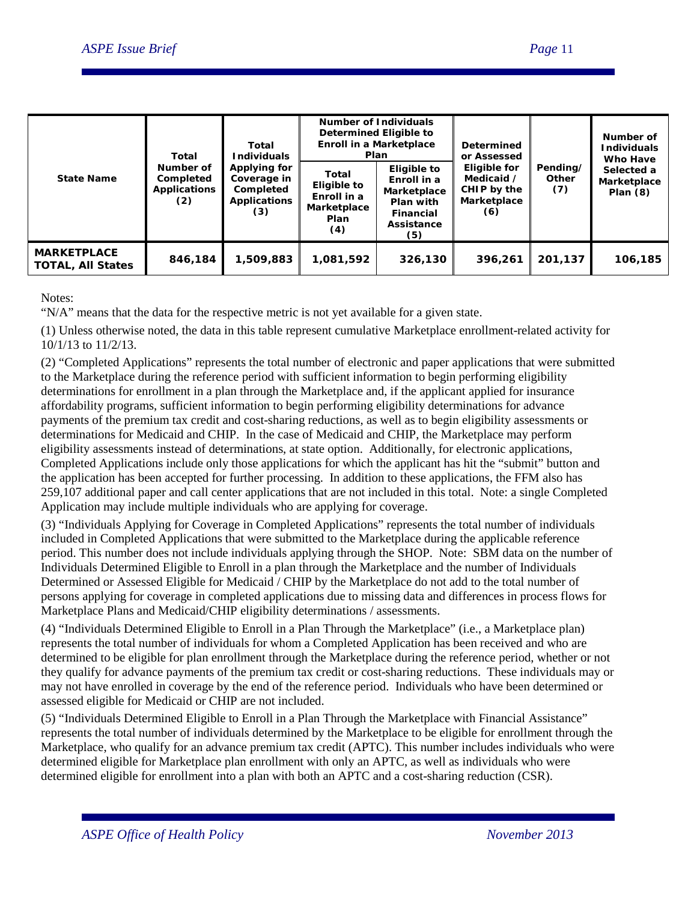| State Name | Total Number of Completed Applications (2) | Total Individuals Applying for Coverage in Completed Applications (3) | Number of Individuals Determined Eligible to Enroll in a Marketplace Plan | | Determined or Assessed Eligible for Medicaid / CHIP by the Marketplace (6) | Pending/ Other (7) | Number of Individuals Who Have Selected a Marketplace Plan (8) |
|---|---|---|---|---|---|---|---|
| | | | Total Eligible to Enroll in a Marketplace Plan (4) | Eligible to Enroll in a Marketplace Plan with Financial Assistance (5) | | | |
| **MARKETPLACE TOTAL, All States** | **846,184** | **1,509,883** | **1,081,592** | **326,130** | **396,261** | **201,137** | **106,185** |

Notes:

"N/A" means that the data for the respective metric is not yet available for a given state.

(1) Unless otherwise noted, the data in this table represent cumulative Marketplace enrollment-related activity for 10/1/13 to 11/2/13.

(2) "Completed Applications" represents the total number of electronic and paper applications that were submitted to the Marketplace during the reference period with sufficient information to begin performing eligibility determinations for enrollment in a plan through the Marketplace and, if the applicant applied for insurance affordability programs, sufficient information to begin performing eligibility determinations for advance payments of the premium tax credit and cost-sharing reductions, as well as to begin eligibility assessments or determinations for Medicaid and CHIP. In the case of Medicaid and CHIP, the Marketplace may perform eligibility assessments instead of determinations, at state option. Additionally, for electronic applications, Completed Applications include only those applications for which the applicant has hit the "submit" button and the application has been accepted for further processing. In addition to these applications, the FFM also has 259,107 additional paper and call center applications that are not included in this total. Note: a single Completed Application may include multiple individuals who are applying for coverage.

(3) "Individuals Applying for Coverage in Completed Applications" represents the total number of individuals included in Completed Applications that were submitted to the Marketplace during the applicable reference period. This number does not include individuals applying through the SHOP. Note: SBM data on the number of Individuals Determined Eligible to Enroll in a plan through the Marketplace and the number of Individuals Determined or Assessed Eligible for Medicaid / CHIP by the Marketplace do not add to the total number of persons applying for coverage in completed applications due to missing data and differences in process flows for Marketplace Plans and Medicaid/CHIP eligibility determinations / assessments.

(4) "Individuals Determined Eligible to Enroll in a Plan Through the Marketplace" (i.e., a Marketplace plan) represents the total number of individuals for whom a Completed Application has been received and who are determined to be eligible for plan enrollment through the Marketplace during the reference period, whether or not they qualify for advance payments of the premium tax credit or cost-sharing reductions. These individuals may or may not have enrolled in coverage by the end of the reference period. Individuals who have been determined or assessed eligible for Medicaid or CHIP are not included.

(5) "Individuals Determined Eligible to Enroll in a Plan Through the Marketplace with Financial Assistance" represents the total number of individuals determined by the Marketplace to be eligible for enrollment through the Marketplace, who qualify for an advance premium tax credit (APTC). This number includes individuals who were determined eligible for Marketplace plan enrollment with only an APTC, as well as individuals who were determined eligible for enrollment into a plan with both an APTC and a cost-sharing reduction (CSR).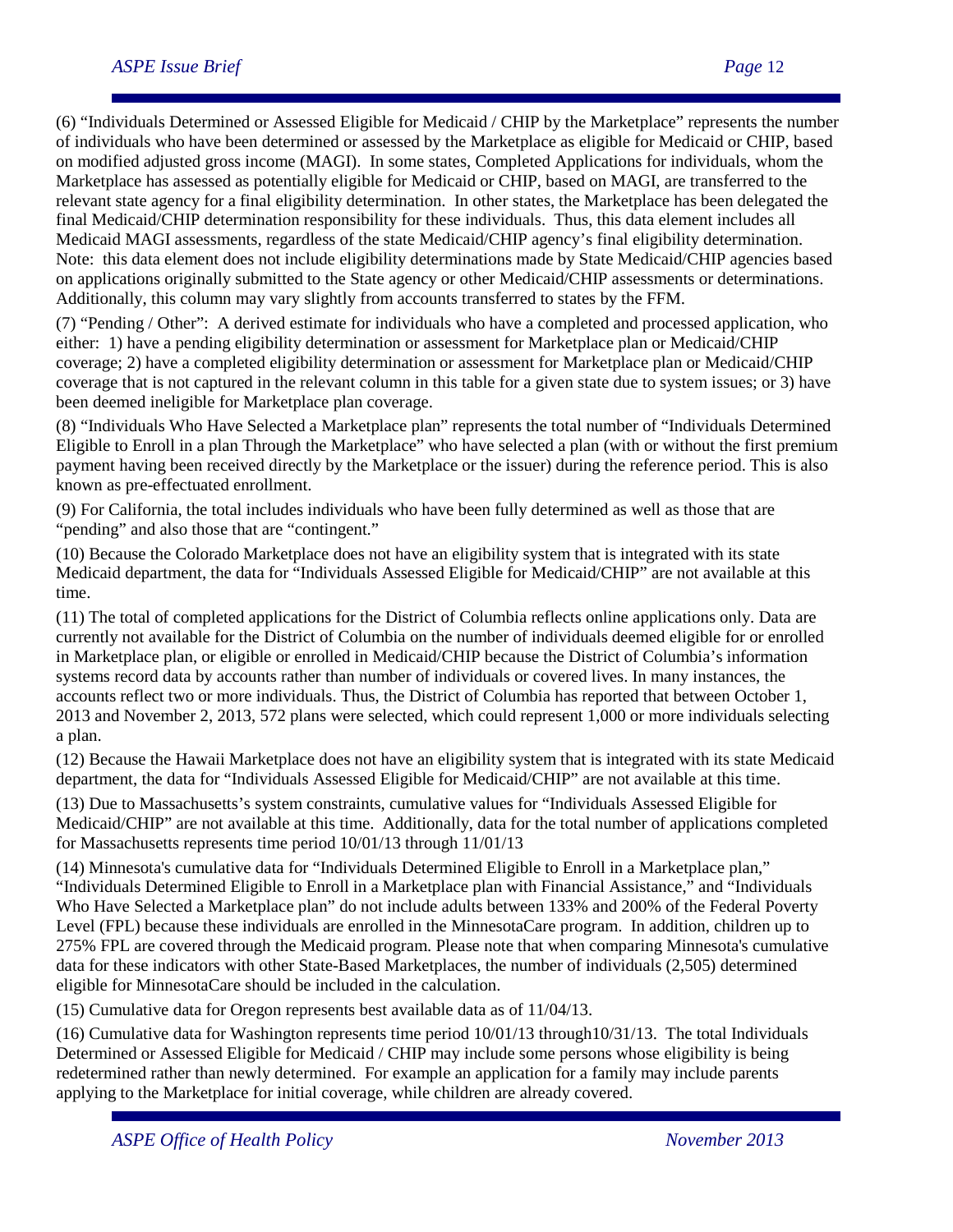(6) "Individuals Determined or Assessed Eligible for Medicaid / CHIP by the Marketplace" represents the number of individuals who have been determined or assessed by the Marketplace as eligible for Medicaid or CHIP, based on modified adjusted gross income (MAGI). In some states, Completed Applications for individuals, whom the Marketplace has assessed as potentially eligible for Medicaid or CHIP, based on MAGI, are transferred to the relevant state agency for a final eligibility determination. In other states, the Marketplace has been delegated the final Medicaid/CHIP determination responsibility for these individuals. Thus, this data element includes all Medicaid MAGI assessments, regardless of the state Medicaid/CHIP agency's final eligibility determination. Note: this data element does not include eligibility determinations made by State Medicaid/CHIP agencies based on applications originally submitted to the State agency or other Medicaid/CHIP assessments or determinations. Additionally, this column may vary slightly from accounts transferred to states by the FFM.

(7) "Pending / Other": A derived estimate for individuals who have a completed and processed application, who either: 1) have a pending eligibility determination or assessment for Marketplace plan or Medicaid/CHIP coverage; 2) have a completed eligibility determination or assessment for Marketplace plan or Medicaid/CHIP coverage that is not captured in the relevant column in this table for a given state due to system issues; or 3) have been deemed ineligible for Marketplace plan coverage.

(8) "Individuals Who Have Selected a Marketplace plan" represents the total number of "Individuals Determined Eligible to Enroll in a plan Through the Marketplace" who have selected a plan (with or without the first premium payment having been received directly by the Marketplace or the issuer) during the reference period. This is also known as pre-effectuated enrollment.

(9) For California, the total includes individuals who have been fully determined as well as those that are "pending" and also those that are "contingent."

(10) Because the Colorado Marketplace does not have an eligibility system that is integrated with its state Medicaid department, the data for "Individuals Assessed Eligible for Medicaid/CHIP" are not available at this time.

(11) The total of completed applications for the District of Columbia reflects online applications only. Data are currently not available for the District of Columbia on the number of individuals deemed eligible for or enrolled in Marketplace plan, or eligible or enrolled in Medicaid/CHIP because the District of Columbia's information systems record data by accounts rather than number of individuals or covered lives. In many instances, the accounts reflect two or more individuals. Thus, the District of Columbia has reported that between October 1, 2013 and November 2, 2013, 572 plans were selected, which could represent 1,000 or more individuals selecting a plan.

(12) Because the Hawaii Marketplace does not have an eligibility system that is integrated with its state Medicaid department, the data for "Individuals Assessed Eligible for Medicaid/CHIP" are not available at this time.

(13) Due to Massachusetts's system constraints, cumulative values for "Individuals Assessed Eligible for Medicaid/CHIP" are not available at this time. Additionally, data for the total number of applications completed for Massachusetts represents time period 10/01/13 through 11/01/13

(14) Minnesota's cumulative data for "Individuals Determined Eligible to Enroll in a Marketplace plan," "Individuals Determined Eligible to Enroll in a Marketplace plan with Financial Assistance," and "Individuals Who Have Selected a Marketplace plan" do not include adults between 133% and 200% of the Federal Poverty Level (FPL) because these individuals are enrolled in the MinnesotaCare program. In addition, children up to 275% FPL are covered through the Medicaid program. Please note that when comparing Minnesota's cumulative data for these indicators with other State-Based Marketplaces, the number of individuals (2,505) determined eligible for MinnesotaCare should be included in the calculation.

(15) Cumulative data for Oregon represents best available data as of 11/04/13.

(16) Cumulative data for Washington represents time period 10/01/13 through10/31/13. The total Individuals Determined or Assessed Eligible for Medicaid / CHIP may include some persons whose eligibility is being redetermined rather than newly determined. For example an application for a family may include parents applying to the Marketplace for initial coverage, while children are already covered.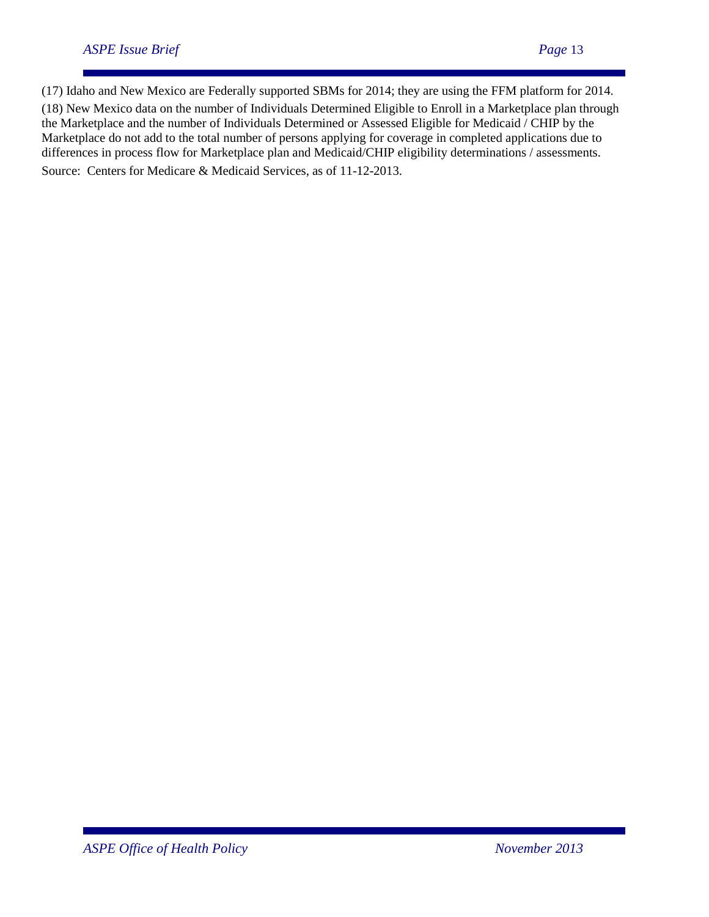(17) Idaho and New Mexico are Federally supported SBMs for 2014; they are using the FFM platform for 2014.

(18) New Mexico data on the number of Individuals Determined Eligible to Enroll in a Marketplace plan through the Marketplace and the number of Individuals Determined or Assessed Eligible for Medicaid / CHIP by the Marketplace do not add to the total number of persons applying for coverage in completed applications due to differences in process flow for Marketplace plan and Medicaid/CHIP eligibility determinations / assessments.

Source: Centers for Medicare & Medicaid Services, as of 11-12-2013.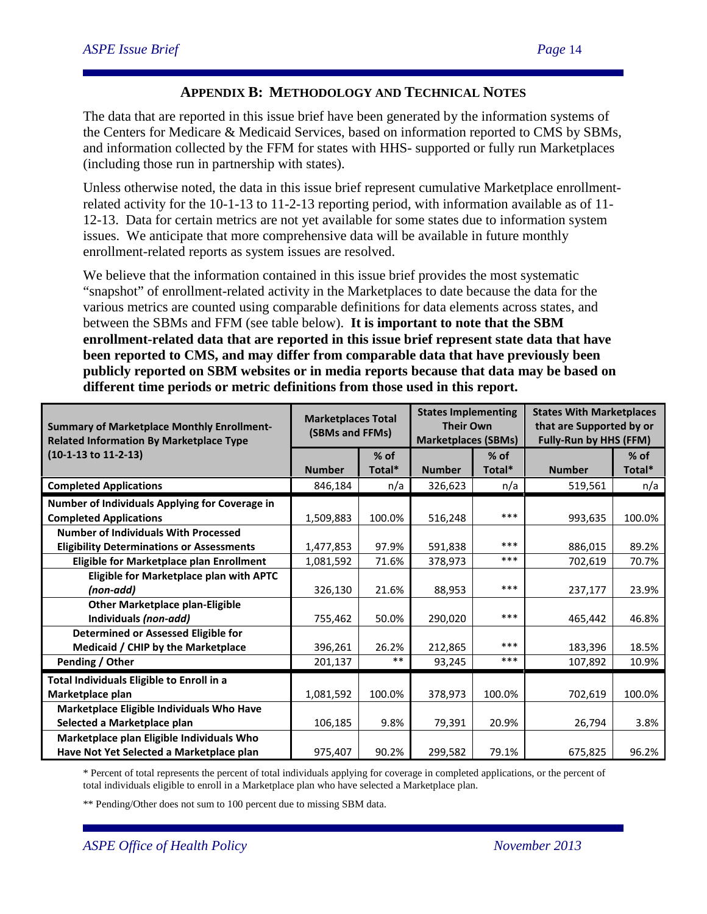## APPENDIX B: METHODOLOGY AND TECHNICAL NOTES

The data that are reported in this issue brief have been generated by the information systems of the Centers for Medicare & Medicaid Services, based on information reported to CMS by SBMs, and information collected by the FFM for states with HHS- supported or fully run Marketplaces (including those run in partnership with states).

Unless otherwise noted, the data in this issue brief represent cumulative Marketplace enrollment-related activity for the 10-1-13 to 11-2-13 reporting period, with information available as of 11-12-13. Data for certain metrics are not yet available for some states due to information system issues. We anticipate that more comprehensive data will be available in future monthly enrollment-related reports as system issues are resolved.

We believe that the information contained in this issue brief provides the most systematic "snapshot" of enrollment-related activity in the Marketplaces to date because the data for the various metrics are counted using comparable definitions for data elements across states, and between the SBMs and FFM (see table below). **It is important to note that the SBM enrollment-related data that are reported in this issue brief represent state data that have been reported to CMS, and may differ from comparable data that have previously been publicly reported on SBM websites or in media reports because that data may be based on different time periods or metric definitions from those used in this report.**

| Summary of Marketplace Monthly Enrollment-Related Information By Marketplace Type (10-1-13 to 11-2-13) | Marketplaces Total (SBMs and FFMs) | | States Implementing Their Own Marketplaces (SBMs) | | States With Marketplaces that are Supported by or Fully-Run by HHS (FFM) | |
|---|---|---|---|---|---|---|
| | Number | % of Total* | Number | % of Total* | Number | % of Total* |
| **Completed Applications** | 846,184 | n/a | 326,623 | n/a | 519,561 | n/a |
| **Number of Individuals Applying for Coverage in Completed Applications** | 1,509,883 | 100.0% | 516,248 | *** | 993,635 | 100.0% |
| **Number of Individuals With Processed Eligibility Determinations or Assessments** | 1,477,853 | 97.9% | 591,838 | *** | 886,015 | 89.2% |
| **Eligible for Marketplace plan Enrollment** | 1,081,592 | 71.6% | 378,973 | *** | 702,619 | 70.7% |
| **Eligible for Marketplace plan with APTC *(non-add)*** | 326,130 | 21.6% | 88,953 | *** | 237,177 | 23.9% |
| **Other Marketplace plan-Eligible Individuals *(non-add)*** | 755,462 | 50.0% | 290,020 | *** | 465,442 | 46.8% |
| **Determined or Assessed Eligible for Medicaid / CHIP by the Marketplace** | 396,261 | 26.2% | 212,865 | *** | 183,396 | 18.5% |
| **Pending / Other** | 201,137 | ** | 93,245 | *** | 107,892 | 10.9% |
| **Total Individuals Eligible to Enroll in a Marketplace plan** | 1,081,592 | 100.0% | 378,973 | 100.0% | 702,619 | 100.0% |
| **Marketplace Eligible Individuals Who Have Selected a Marketplace plan** | 106,185 | 9.8% | 79,391 | 20.9% | 26,794 | 3.8% |
| **Marketplace plan Eligible Individuals Who Have Not Yet Selected a Marketplace plan** | 975,407 | 90.2% | 299,582 | 79.1% | 675,825 | 96.2% |

\* Percent of total represents the percent of total individuals applying for coverage in completed applications, or the percent of total individuals eligible to enroll in a Marketplace plan who have selected a Marketplace plan.

** Pending/Other does not sum to 100 percent due to missing SBM data.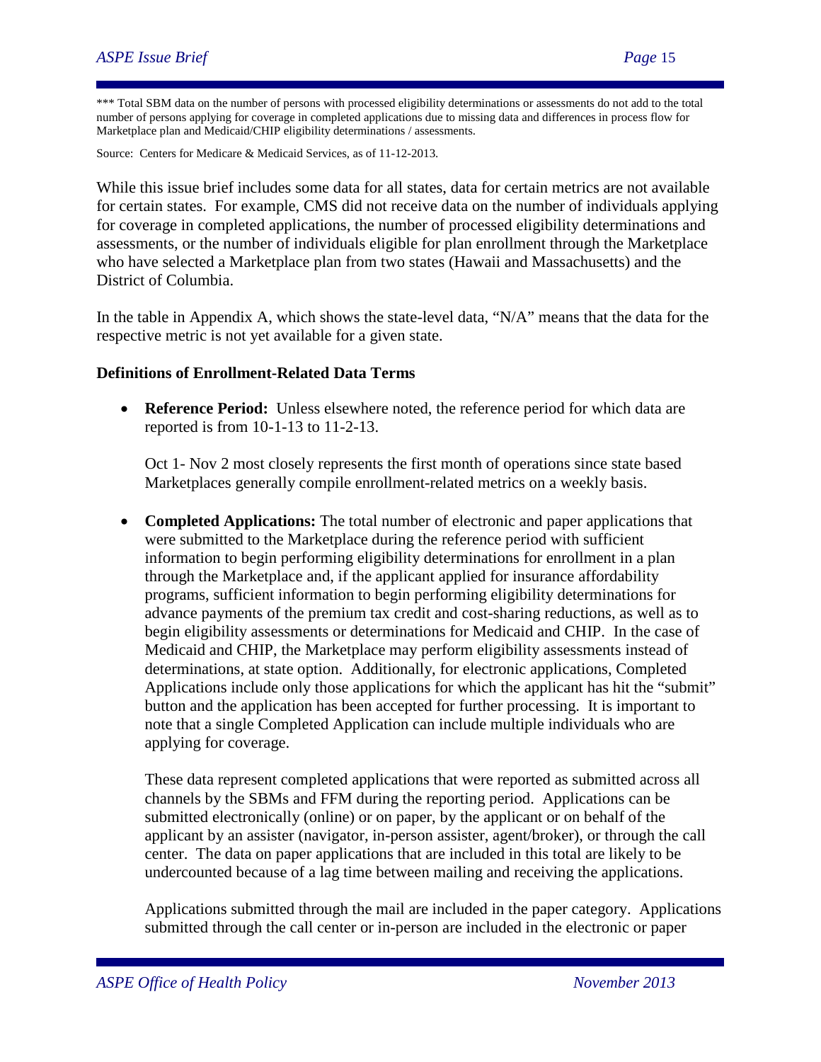*** Total SBM data on the number of persons with processed eligibility determinations or assessments do not add to the total number of persons applying for coverage in completed applications due to missing data and differences in process flow for Marketplace plan and Medicaid/CHIP eligibility determinations / assessments.

Source: Centers for Medicare & Medicaid Services, as of 11-12-2013.

While this issue brief includes some data for all states, data for certain metrics are not available for certain states. For example, CMS did not receive data on the number of individuals applying for coverage in completed applications, the number of processed eligibility determinations and assessments, or the number of individuals eligible for plan enrollment through the Marketplace who have selected a Marketplace plan from two states (Hawaii and Massachusetts) and the District of Columbia.

In the table in Appendix A, which shows the state-level data, "N/A" means that the data for the respective metric is not yet available for a given state.

**Definitions of Enrollment-Related Data Terms**

- **Reference Period:** Unless elsewhere noted, the reference period for which data are reported is from 10-1-13 to 11-2-13.

  Oct 1- Nov 2 most closely represents the first month of operations since state based Marketplaces generally compile enrollment-related metrics on a weekly basis.

- **Completed Applications:** The total number of electronic and paper applications that were submitted to the Marketplace during the reference period with sufficient information to begin performing eligibility determinations for enrollment in a plan through the Marketplace and, if the applicant applied for insurance affordability programs, sufficient information to begin performing eligibility determinations for advance payments of the premium tax credit and cost-sharing reductions, as well as to begin eligibility assessments or determinations for Medicaid and CHIP. In the case of Medicaid and CHIP, the Marketplace may perform eligibility assessments instead of determinations, at state option. Additionally, for electronic applications, Completed Applications include only those applications for which the applicant has hit the "submit" button and the application has been accepted for further processing. It is important to note that a single Completed Application can include multiple individuals who are applying for coverage.

  These data represent completed applications that were reported as submitted across all channels by the SBMs and FFM during the reporting period. Applications can be submitted electronically (online) or on paper, by the applicant or on behalf of the applicant by an assister (navigator, in-person assister, agent/broker), or through the call center. The data on paper applications that are included in this total are likely to be undercounted because of a lag time between mailing and receiving the applications.

  Applications submitted through the mail are included in the paper category. Applications submitted through the call center or in-person are included in the electronic or paper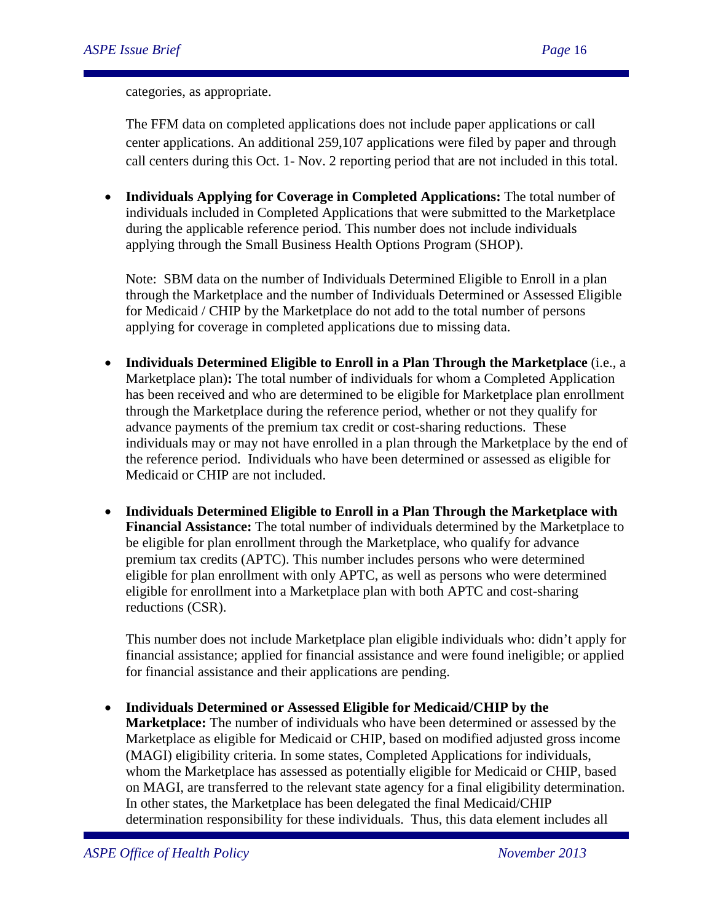categories, as appropriate.

The FFM data on completed applications does not include paper applications or call center applications. An additional 259,107 applications were filed by paper and through call centers during this Oct. 1- Nov. 2 reporting period that are not included in this total.

- **Individuals Applying for Coverage in Completed Applications:** The total number of individuals included in Completed Applications that were submitted to the Marketplace during the applicable reference period. This number does not include individuals applying through the Small Business Health Options Program (SHOP).

  Note: SBM data on the number of Individuals Determined Eligible to Enroll in a plan through the Marketplace and the number of Individuals Determined or Assessed Eligible for Medicaid / CHIP by the Marketplace do not add to the total number of persons applying for coverage in completed applications due to missing data.

- **Individuals Determined Eligible to Enroll in a Plan Through the Marketplace** (i.e., a Marketplace plan)**:** The total number of individuals for whom a Completed Application has been received and who are determined to be eligible for Marketplace plan enrollment through the Marketplace during the reference period, whether or not they qualify for advance payments of the premium tax credit or cost-sharing reductions. These individuals may or may not have enrolled in a plan through the Marketplace by the end of the reference period. Individuals who have been determined or assessed as eligible for Medicaid or CHIP are not included.

- **Individuals Determined Eligible to Enroll in a Plan Through the Marketplace with Financial Assistance:** The total number of individuals determined by the Marketplace to be eligible for plan enrollment through the Marketplace, who qualify for advance premium tax credits (APTC). This number includes persons who were determined eligible for plan enrollment with only APTC, as well as persons who were determined eligible for enrollment into a Marketplace plan with both APTC and cost-sharing reductions (CSR).

  This number does not include Marketplace plan eligible individuals who: didn't apply for financial assistance; applied for financial assistance and were found ineligible; or applied for financial assistance and their applications are pending.

- **Individuals Determined or Assessed Eligible for Medicaid/CHIP by the Marketplace:** The number of individuals who have been determined or assessed by the Marketplace as eligible for Medicaid or CHIP, based on modified adjusted gross income (MAGI) eligibility criteria. In some states, Completed Applications for individuals, whom the Marketplace has assessed as potentially eligible for Medicaid or CHIP, based on MAGI, are transferred to the relevant state agency for a final eligibility determination. In other states, the Marketplace has been delegated the final Medicaid/CHIP determination responsibility for these individuals. Thus, this data element includes all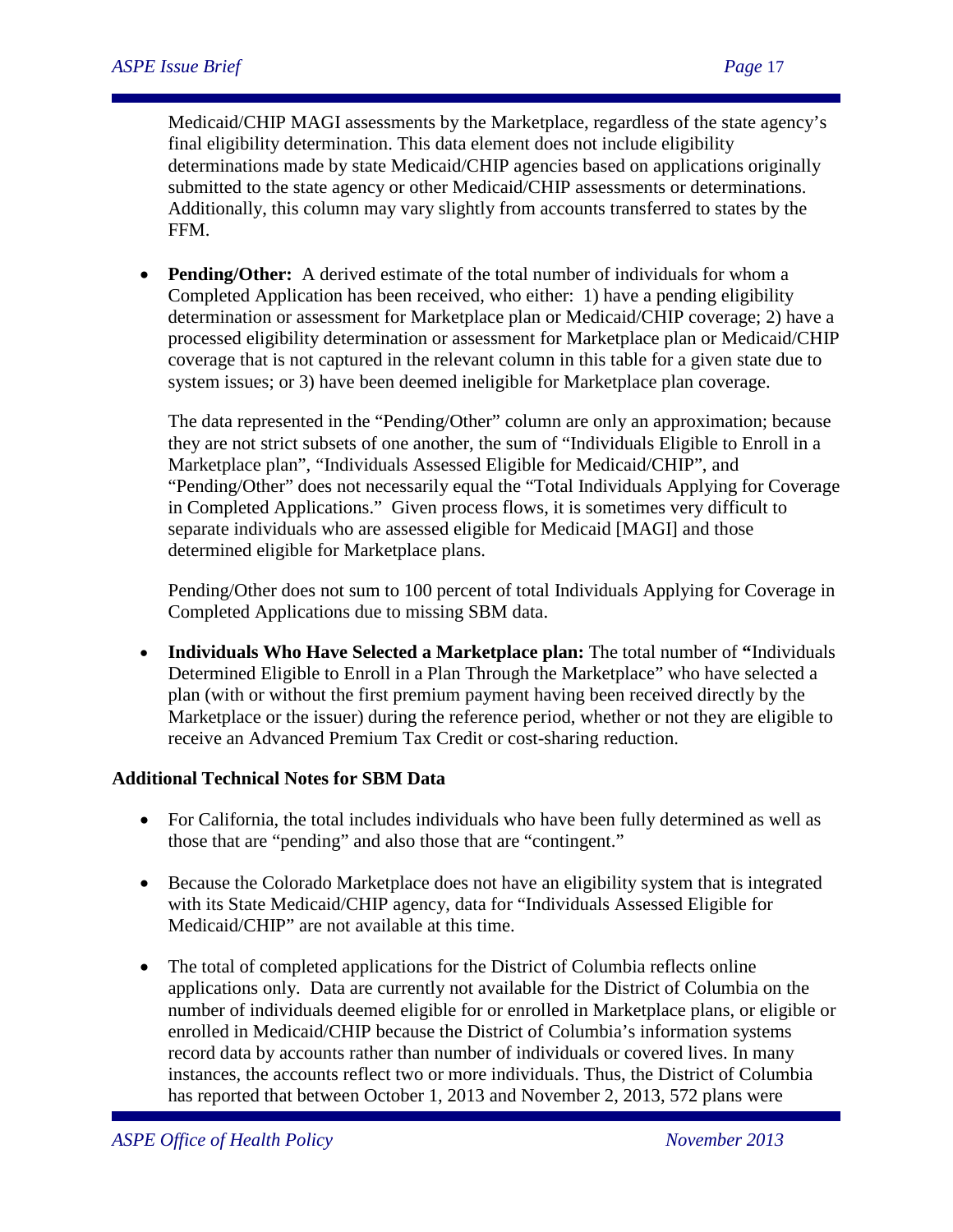Medicaid/CHIP MAGI assessments by the Marketplace, regardless of the state agency's final eligibility determination. This data element does not include eligibility determinations made by state Medicaid/CHIP agencies based on applications originally submitted to the state agency or other Medicaid/CHIP assessments or determinations. Additionally, this column may vary slightly from accounts transferred to states by the FFM.

- **Pending/Other:** A derived estimate of the total number of individuals for whom a Completed Application has been received, who either: 1) have a pending eligibility determination or assessment for Marketplace plan or Medicaid/CHIP coverage; 2) have a processed eligibility determination or assessment for Marketplace plan or Medicaid/CHIP coverage that is not captured in the relevant column in this table for a given state due to system issues; or 3) have been deemed ineligible for Marketplace plan coverage.

  The data represented in the "Pending/Other" column are only an approximation; because they are not strict subsets of one another, the sum of "Individuals Eligible to Enroll in a Marketplace plan", "Individuals Assessed Eligible for Medicaid/CHIP", and "Pending/Other" does not necessarily equal the "Total Individuals Applying for Coverage in Completed Applications." Given process flows, it is sometimes very difficult to separate individuals who are assessed eligible for Medicaid [MAGI] and those determined eligible for Marketplace plans.

  Pending/Other does not sum to 100 percent of total Individuals Applying for Coverage in Completed Applications due to missing SBM data.

- **Individuals Who Have Selected a Marketplace plan:** The total number of **"**Individuals Determined Eligible to Enroll in a Plan Through the Marketplace" who have selected a plan (with or without the first premium payment having been received directly by the Marketplace or the issuer) during the reference period, whether or not they are eligible to receive an Advanced Premium Tax Credit or cost-sharing reduction.

**Additional Technical Notes for SBM Data**

- For California, the total includes individuals who have been fully determined as well as those that are "pending" and also those that are "contingent."

- Because the Colorado Marketplace does not have an eligibility system that is integrated with its State Medicaid/CHIP agency, data for "Individuals Assessed Eligible for Medicaid/CHIP" are not available at this time.

- The total of completed applications for the District of Columbia reflects online applications only. Data are currently not available for the District of Columbia on the number of individuals deemed eligible for or enrolled in Marketplace plans, or eligible or enrolled in Medicaid/CHIP because the District of Columbia's information systems record data by accounts rather than number of individuals or covered lives. In many instances, the accounts reflect two or more individuals. Thus, the District of Columbia has reported that between October 1, 2013 and November 2, 2013, 572 plans were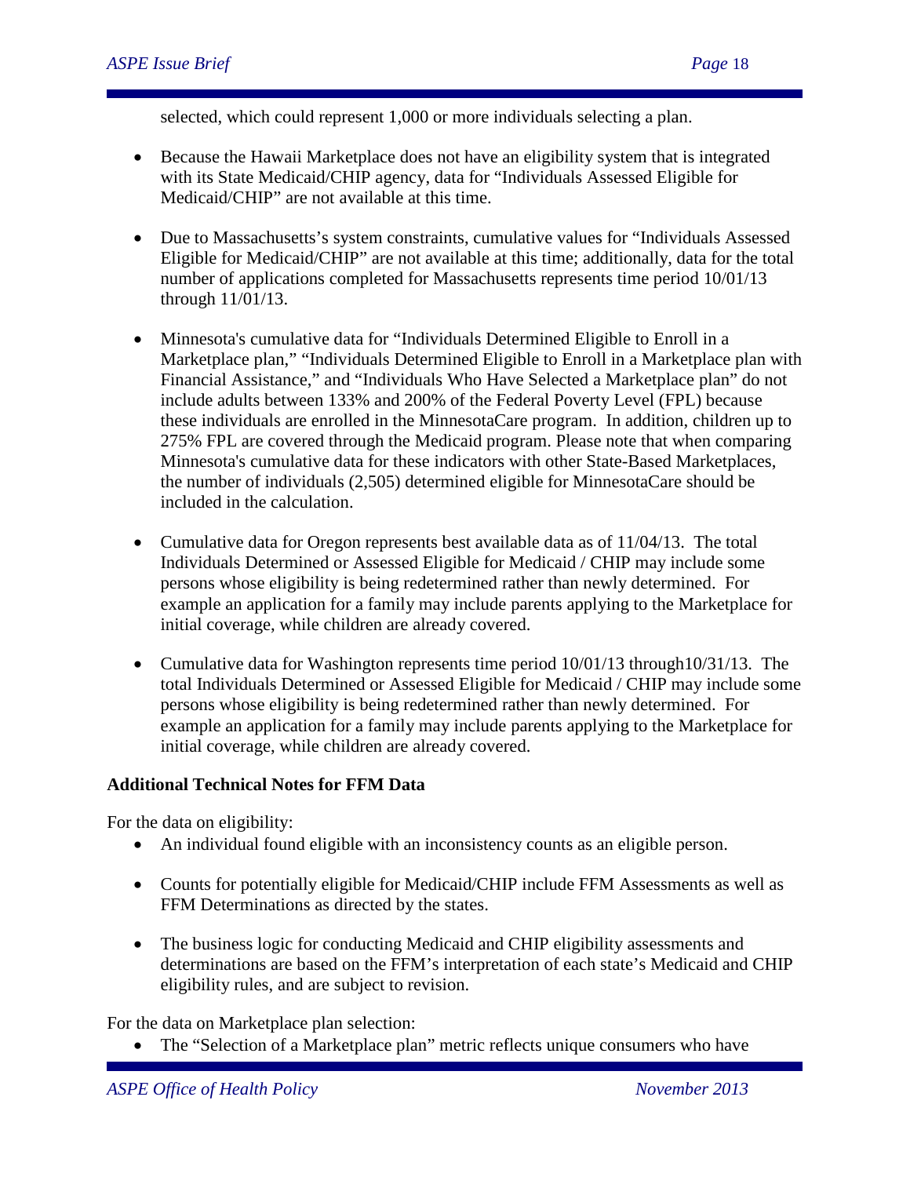selected, which could represent 1,000 or more individuals selecting a plan.

- Because the Hawaii Marketplace does not have an eligibility system that is integrated with its State Medicaid/CHIP agency, data for "Individuals Assessed Eligible for Medicaid/CHIP" are not available at this time.

- Due to Massachusetts's system constraints, cumulative values for "Individuals Assessed Eligible for Medicaid/CHIP" are not available at this time; additionally, data for the total number of applications completed for Massachusetts represents time period 10/01/13 through 11/01/13.

- Minnesota's cumulative data for "Individuals Determined Eligible to Enroll in a Marketplace plan," "Individuals Determined Eligible to Enroll in a Marketplace plan with Financial Assistance," and "Individuals Who Have Selected a Marketplace plan" do not include adults between 133% and 200% of the Federal Poverty Level (FPL) because these individuals are enrolled in the MinnesotaCare program. In addition, children up to 275% FPL are covered through the Medicaid program. Please note that when comparing Minnesota's cumulative data for these indicators with other State-Based Marketplaces, the number of individuals (2,505) determined eligible for MinnesotaCare should be included in the calculation.

- Cumulative data for Oregon represents best available data as of 11/04/13. The total Individuals Determined or Assessed Eligible for Medicaid / CHIP may include some persons whose eligibility is being redetermined rather than newly determined. For example an application for a family may include parents applying to the Marketplace for initial coverage, while children are already covered.

- Cumulative data for Washington represents time period 10/01/13 through10/31/13. The total Individuals Determined or Assessed Eligible for Medicaid / CHIP may include some persons whose eligibility is being redetermined rather than newly determined. For example an application for a family may include parents applying to the Marketplace for initial coverage, while children are already covered.

**Additional Technical Notes for FFM Data**

For the data on eligibility:

- An individual found eligible with an inconsistency counts as an eligible person.

- Counts for potentially eligible for Medicaid/CHIP include FFM Assessments as well as FFM Determinations as directed by the states.

- The business logic for conducting Medicaid and CHIP eligibility assessments and determinations are based on the FFM's interpretation of each state's Medicaid and CHIP eligibility rules, and are subject to revision.

For the data on Marketplace plan selection:

- The "Selection of a Marketplace plan" metric reflects unique consumers who have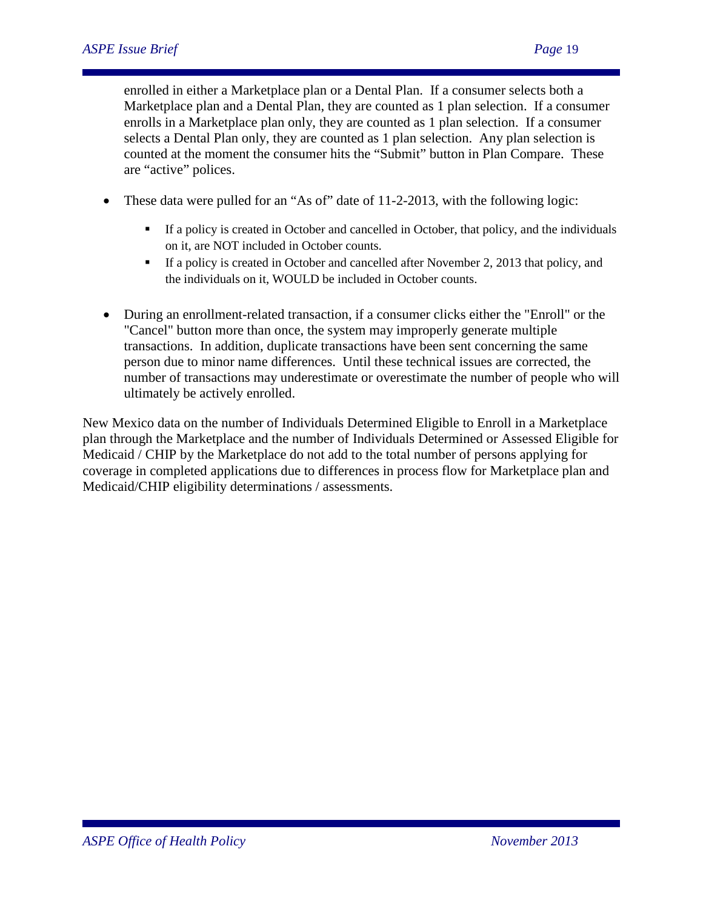enrolled in either a Marketplace plan or a Dental Plan. If a consumer selects both a Marketplace plan and a Dental Plan, they are counted as 1 plan selection. If a consumer enrolls in a Marketplace plan only, they are counted as 1 plan selection. If a consumer selects a Dental Plan only, they are counted as 1 plan selection. Any plan selection is counted at the moment the consumer hits the "Submit" button in Plan Compare. These are "active" polices.

- These data were pulled for an "As of" date of 11-2-2013, with the following logic:
  - If a policy is created in October and cancelled in October, that policy, and the individuals on it, are NOT included in October counts.
  - If a policy is created in October and cancelled after November 2, 2013 that policy, and the individuals on it, WOULD be included in October counts.

- During an enrollment-related transaction, if a consumer clicks either the "Enroll" or the "Cancel" button more than once, the system may improperly generate multiple transactions. In addition, duplicate transactions have been sent concerning the same person due to minor name differences. Until these technical issues are corrected, the number of transactions may underestimate or overestimate the number of people who will ultimately be actively enrolled.

New Mexico data on the number of Individuals Determined Eligible to Enroll in a Marketplace plan through the Marketplace and the number of Individuals Determined or Assessed Eligible for Medicaid / CHIP by the Marketplace do not add to the total number of persons applying for coverage in completed applications due to differences in process flow for Marketplace plan and Medicaid/CHIP eligibility determinations / assessments.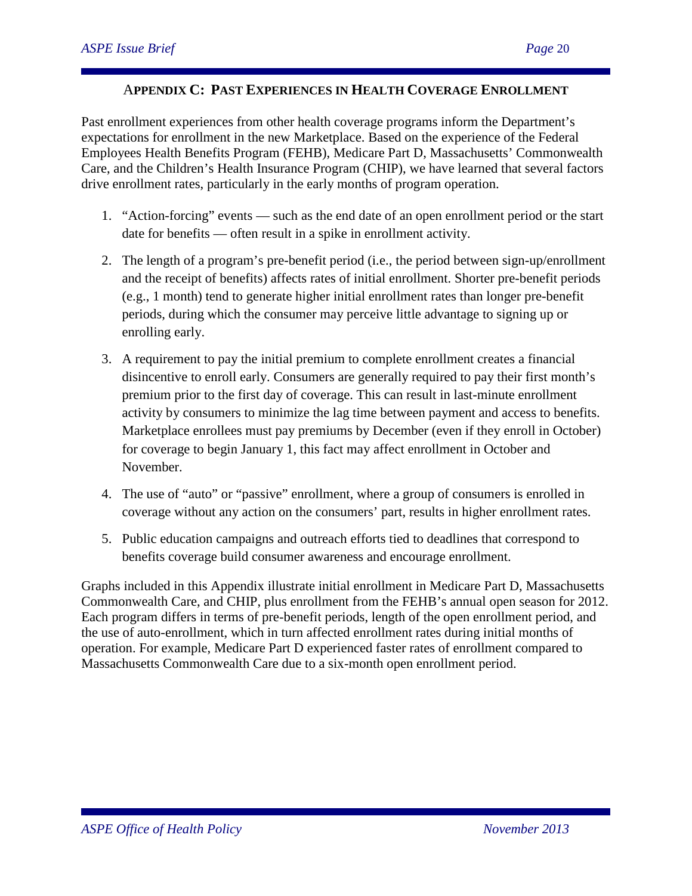## APPENDIX C: PAST EXPERIENCES IN HEALTH COVERAGE ENROLLMENT

Past enrollment experiences from other health coverage programs inform the Department's expectations for enrollment in the new Marketplace. Based on the experience of the Federal Employees Health Benefits Program (FEHB), Medicare Part D, Massachusetts' Commonwealth Care, and the Children's Health Insurance Program (CHIP), we have learned that several factors drive enrollment rates, particularly in the early months of program operation.

1. "Action-forcing" events — such as the end date of an open enrollment period or the start date for benefits — often result in a spike in enrollment activity.

2. The length of a program's pre-benefit period (i.e., the period between sign-up/enrollment and the receipt of benefits) affects rates of initial enrollment. Shorter pre-benefit periods (e.g., 1 month) tend to generate higher initial enrollment rates than longer pre-benefit periods, during which the consumer may perceive little advantage to signing up or enrolling early.

3. A requirement to pay the initial premium to complete enrollment creates a financial disincentive to enroll early. Consumers are generally required to pay their first month's premium prior to the first day of coverage. This can result in last-minute enrollment activity by consumers to minimize the lag time between payment and access to benefits. Marketplace enrollees must pay premiums by December (even if they enroll in October) for coverage to begin January 1, this fact may affect enrollment in October and November.

4. The use of "auto" or "passive" enrollment, where a group of consumers is enrolled in coverage without any action on the consumers' part, results in higher enrollment rates.

5. Public education campaigns and outreach efforts tied to deadlines that correspond to benefits coverage build consumer awareness and encourage enrollment.

Graphs included in this Appendix illustrate initial enrollment in Medicare Part D, Massachusetts Commonwealth Care, and CHIP, plus enrollment from the FEHB's annual open season for 2012. Each program differs in terms of pre-benefit periods, length of the open enrollment period, and the use of auto-enrollment, which in turn affected enrollment rates during initial months of operation. For example, Medicare Part D experienced faster rates of enrollment compared to Massachusetts Commonwealth Care due to a six-month open enrollment period.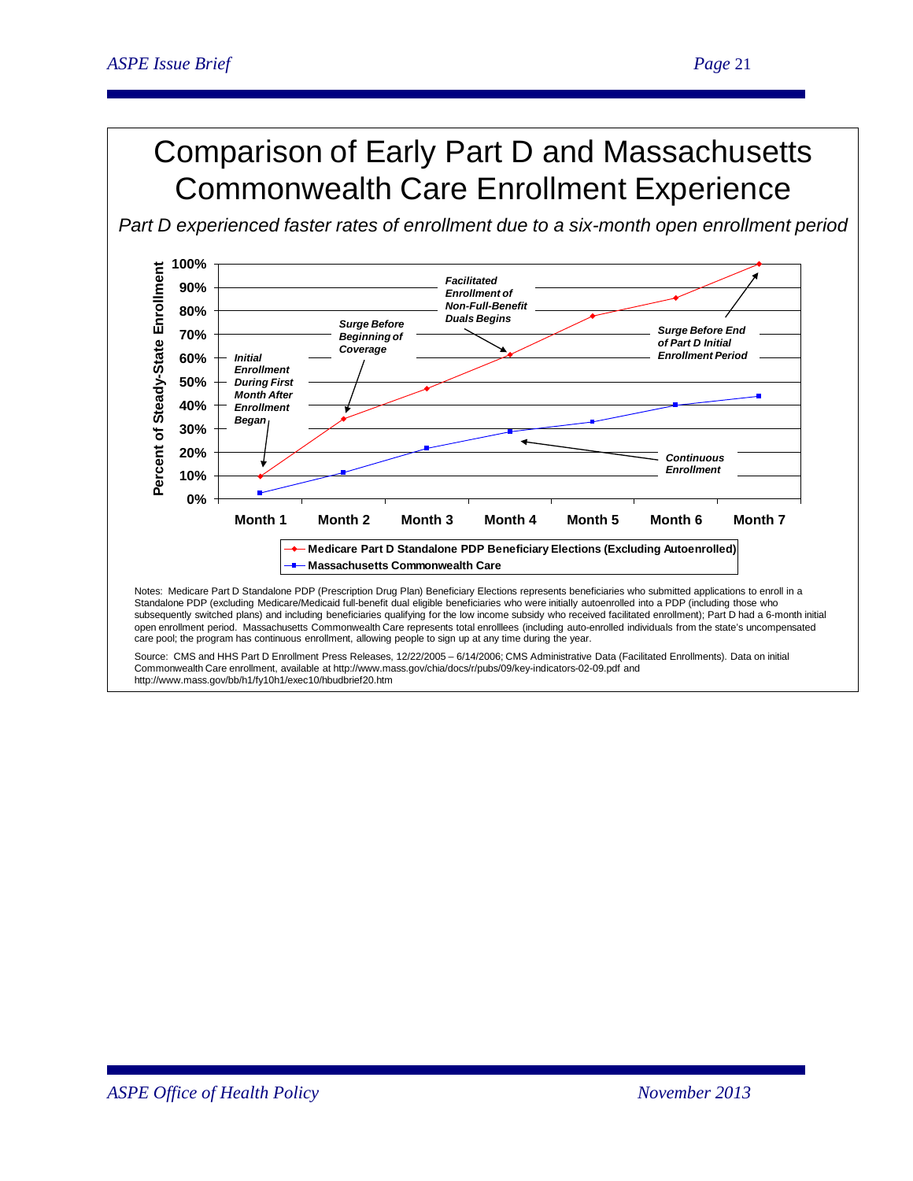# Comparison of Early Part D and Massachusetts Commonwealth Care Enrollment Experience

*Part D experienced faster rates of enrollment due to a six-month open enrollment period*

Percent of Steady-State Enrollment

100%
90%
80%
70%
60%
50%
40%
30%
20%
10%
0%

Month 1 | Month 2 | Month 3 | Month 4 | Month 5 | Month 6 | Month 7

***Initial Enrollment During First Month After Enrollment Began***

***Surge Before Beginning of Coverage***

***Facilitated Enrollment of Non-Full-Benefit Duals Begins***

***Surge Before End of Part D Initial Enrollment Period***

***Continuous Enrollment***

**Medicare Part D Standalone PDP Beneficiary Elections (Excluding Autoenrolled)**

**Massachusetts Commonwealth Care**

Notes: Medicare Part D Standalone PDP (Prescription Drug Plan) Beneficiary Elections represents beneficiaries who submitted applications to enroll in a Standalone PDP (excluding Medicare/Medicaid full-benefit dual eligible beneficiaries who were initially autoenrolled into a PDP (including those who subsequently switched plans) and including beneficiaries qualifying for the low income subsidy who received facilitated enrollment); Part D had a 6-month initial open enrollment period. Massachusetts Commonwealth Care represents total enrolllees (including auto-enrolled individuals from the state's uncompensated care pool; the program has continuous enrollment, allowing people to sign up at any time during the year.

Source: CMS and HHS Part D Enrollment Press Releases, 12/22/2005 – 6/14/2006; CMS Administrative Data (Facilitated Enrollments). Data on initial Commonwealth Care enrollment, available at http://www.mass.gov/chia/docs/r/pubs/09/key-indicators-02-09.pdf and http://www.mass.gov/bb/h1/fy10h1/exec10/hbudbrief20.htm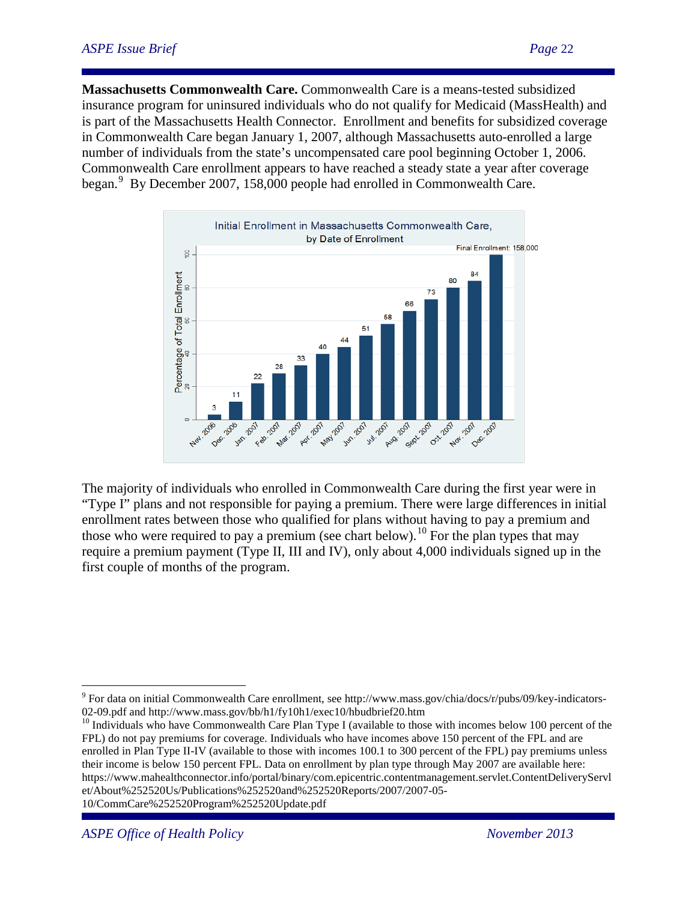**Massachusetts Commonwealth Care.** Commonwealth Care is a means-tested subsidized insurance program for uninsured individuals who do not qualify for Medicaid (MassHealth) and is part of the Massachusetts Health Connector. Enrollment and benefits for subsidized coverage in Commonwealth Care began January 1, 2007, although Massachusetts auto-enrolled a large number of individuals from the state's uncompensated care pool beginning October 1, 2006. Commonwealth Care enrollment appears to have reached a steady state a year after coverage began.[9] By December 2007, 158,000 people had enrolled in Commonwealth Care.

Initial Enrollment in Massachusetts Commonwealth Care, by Date of Enrollment

| Date of Enrollment | Percentage of Total Enrollment |
|---|---|
| Nov. 2006 | 3 |
| Dec. 2006 | 11 |
| Jan. 2007 | 22 |
| Feb. 2007 | 28 |
| Mar. 2007 | 33 |
| Apr. 2007 | 40 |
| May 2007 | 44 |
| Jun. 2007 | 51 |
| Jul. 2007 | 58 |
| Aug. 2007 | 66 |
| Sept. 2007 | 73 |
| Oct. 2007 | 80 |
| Nov. 2007 | 84 |
| Dec. 2007 | Final Enrollment: 158,000 |

The majority of individuals who enrolled in Commonwealth Care during the first year were in "Type I" plans and not responsible for paying a premium. There were large differences in initial enrollment rates between those who qualified for plans without having to pay a premium and those who were required to pay a premium (see chart below).[10] For the plan types that may require a premium payment (Type II, III and IV), only about 4,000 individuals signed up in the first couple of months of the program.

---

[9] For data on initial Commonwealth Care enrollment, see http://www.mass.gov/chia/docs/r/pubs/09/key-indicators-02-09.pdf and http://www.mass.gov/bb/h1/fy10h1/exec10/hbudbrief20.htm

[10] Individuals who have Commonwealth Care Plan Type I (available to those with incomes below 100 percent of the FPL) do not pay premiums for coverage. Individuals who have incomes above 150 percent of the FPL and are enrolled in Plan Type II-IV (available to those with incomes 100.1 to 300 percent of the FPL) pay premiums unless their income is below 150 percent FPL. Data on enrollment by plan type through May 2007 are available here: https://www.mahealthconnector.info/portal/binary/com.epicentric.contentmanagement.servlet.ContentDeliveryServlet/About%252520Us/Publications%252520and%252520Reports/2007/2007-05-10/CommCare%252520Program%252520Update.pdf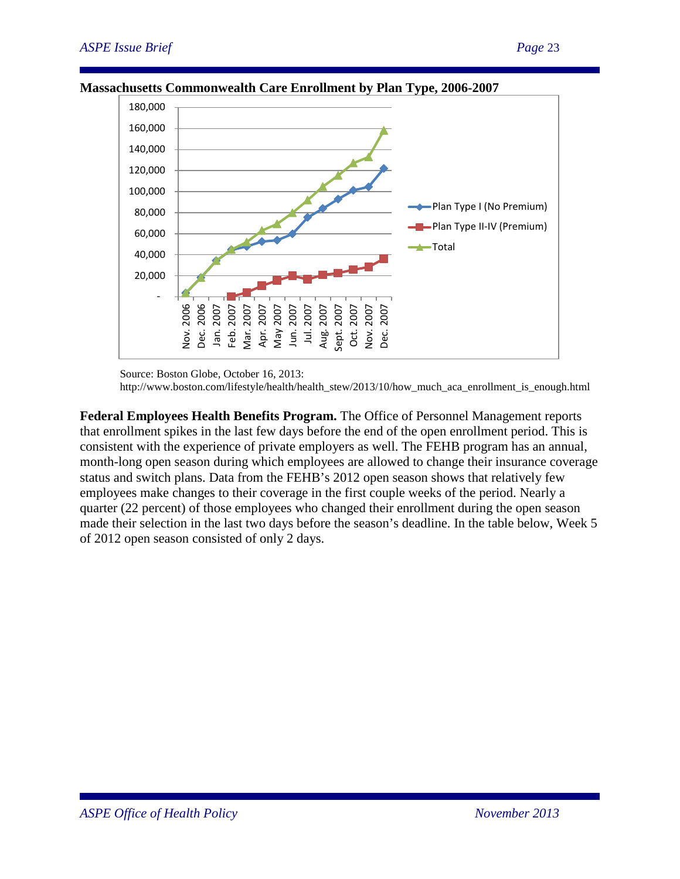**Massachusetts Commonwealth Care Enrollment by Plan Type, 2006-2007**

Source: Boston Globe, October 16, 2013: http://www.boston.com/lifestyle/health/health_stew/2013/10/how_much_aca_enrollment_is_enough.html

**Federal Employees Health Benefits Program.** The Office of Personnel Management reports that enrollment spikes in the last few days before the end of the open enrollment period. This is consistent with the experience of private employers as well. The FEHB program has an annual, month-long open season during which employees are allowed to change their insurance coverage status and switch plans. Data from the FEHB's 2012 open season shows that relatively few employees make changes to their coverage in the first couple weeks of the period. Nearly a quarter (22 percent) of those employees who changed their enrollment during the open season made their selection in the last two days before the season's deadline. In the table below, Week 5 of 2012 open season consisted of only 2 days.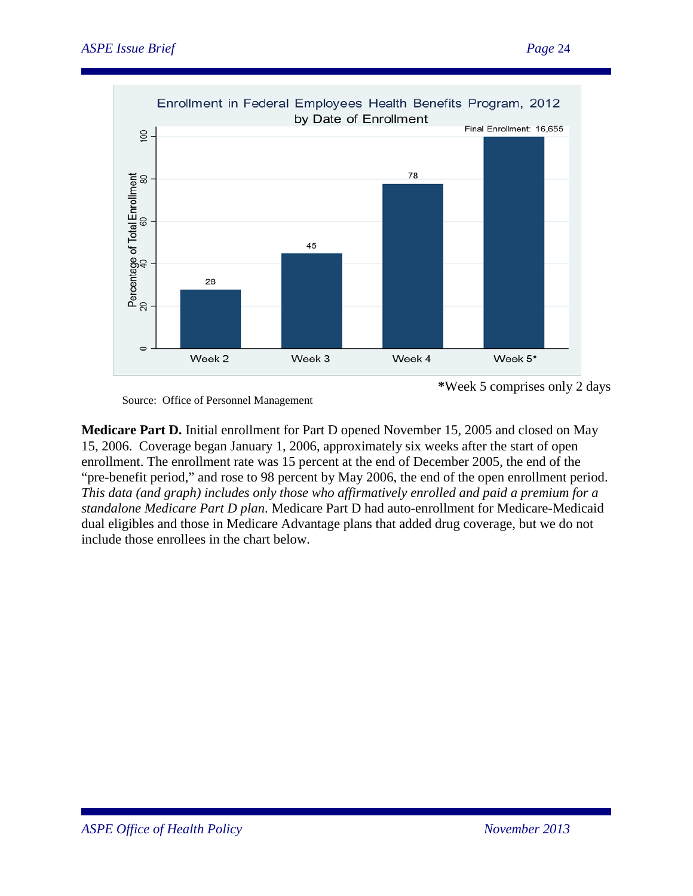**Enrollment in Federal Employees Health Benefits Program, 2012 by Date of Enrollment**

| Week | Percentage of Total Enrollment |
|---|---|
| Week 2 | 28 |
| Week 3 | 45 |
| Week 4 | 78 |
| Week 5* | 100 |

Final Enrollment: 16,655

**\***Week 5 comprises only 2 days

Source: Office of Personnel Management

**Medicare Part D.** Initial enrollment for Part D opened November 15, 2005 and closed on May 15, 2006. Coverage began January 1, 2006, approximately six weeks after the start of open enrollment. The enrollment rate was 15 percent at the end of December 2005, the end of the "pre-benefit period," and rose to 98 percent by May 2006, the end of the open enrollment period. *This data (and graph) includes only those who affirmatively enrolled and paid a premium for a standalone Medicare Part D plan*. Medicare Part D had auto-enrollment for Medicare-Medicaid dual eligibles and those in Medicare Advantage plans that added drug coverage, but we do not include those enrollees in the chart below.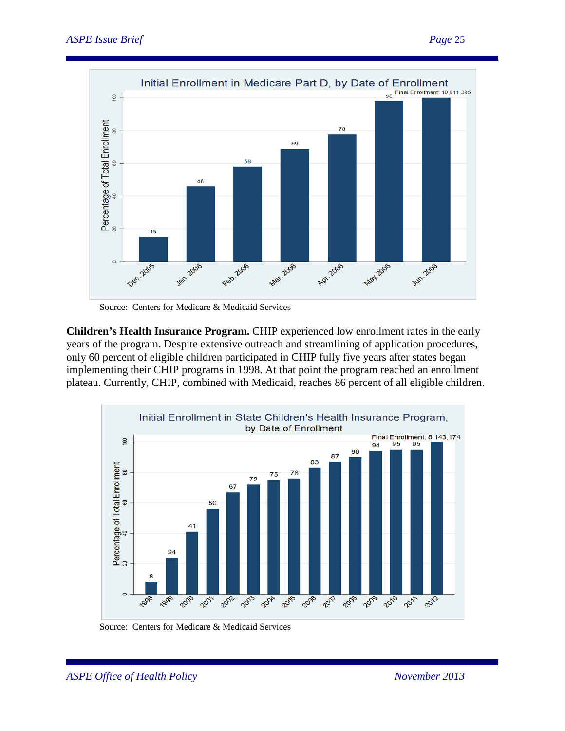**Initial Enrollment in Medicare Part D, by Date of Enrollment**

| Date | Percentage of Total Enrollment |
|---|---|
| Dec. 2005 | 15 |
| Jan. 2006 | 46 |
| Feb. 2006 | 58 |
| Mar. 2006 | 69 |
| Apr. 2006 | 78 |
| May 2006 | 98 |
| Jun. 2006 | Final Enrollment: 10,911,395 |

Source: Centers for Medicare & Medicaid Services

**Children's Health Insurance Program.** CHIP experienced low enrollment rates in the early years of the program. Despite extensive outreach and streamlining of application procedures, only 60 percent of eligible children participated in CHIP fully five years after states began implementing their CHIP programs in 1998. At that point the program reached an enrollment plateau. Currently, CHIP, combined with Medicaid, reaches 86 percent of all eligible children.

**Initial Enrollment in State Children's Health Insurance Program, by Date of Enrollment**

| Year | Percentage of Total Enrollment |
|---|---|
| 1998 | 8 |
| 1999 | 24 |
| 2000 | 41 |
| 2001 | 56 |
| 2002 | 67 |
| 2003 | 72 |
| 2004 | 75 |
| 2005 | 76 |
| 2006 | 83 |
| 2007 | 87 |
| 2008 | 90 |
| 2009 | 94 |
| 2010 | 95 |
| 2011 | 95 |
| 2012 | Final Enrollment: 8,143,174 |

Source: Centers for Medicare & Medicaid Services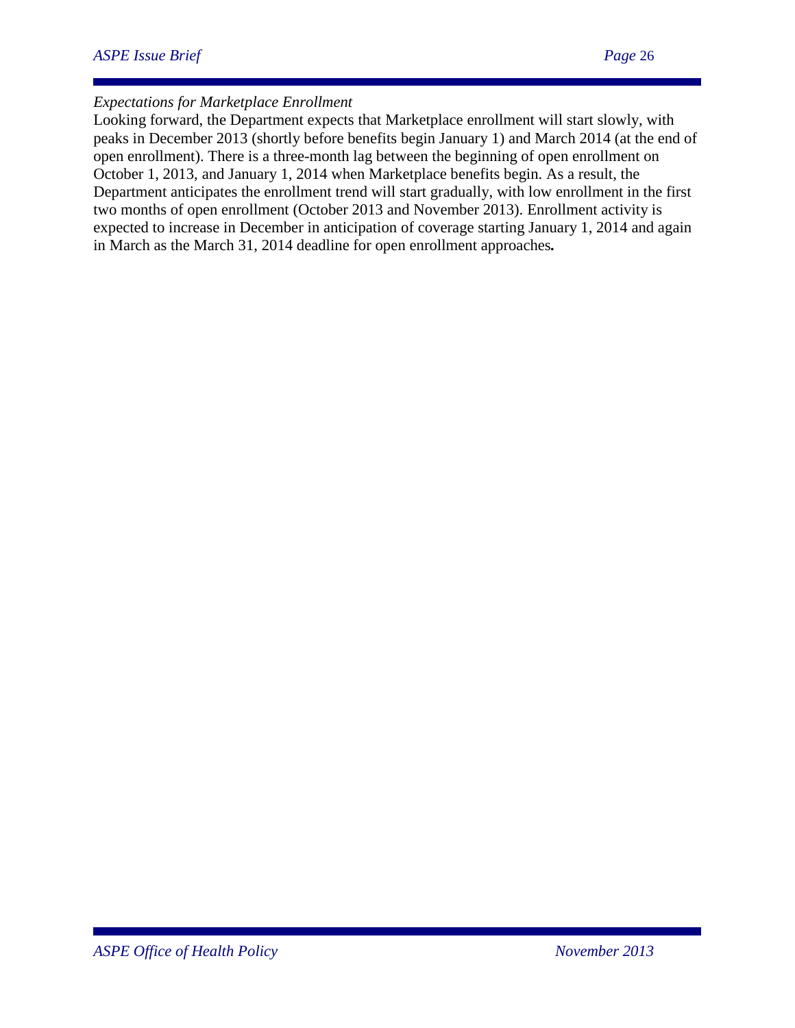*Expectations for Marketplace Enrollment*

Looking forward, the Department expects that Marketplace enrollment will start slowly, with peaks in December 2013 (shortly before benefits begin January 1) and March 2014 (at the end of open enrollment). There is a three-month lag between the beginning of open enrollment on October 1, 2013, and January 1, 2014 when Marketplace benefits begin. As a result, the Department anticipates the enrollment trend will start gradually, with low enrollment in the first two months of open enrollment (October 2013 and November 2013). Enrollment activity is expected to increase in December in anticipation of coverage starting January 1, 2014 and again in March as the March 31, 2014 deadline for open enrollment approaches**.**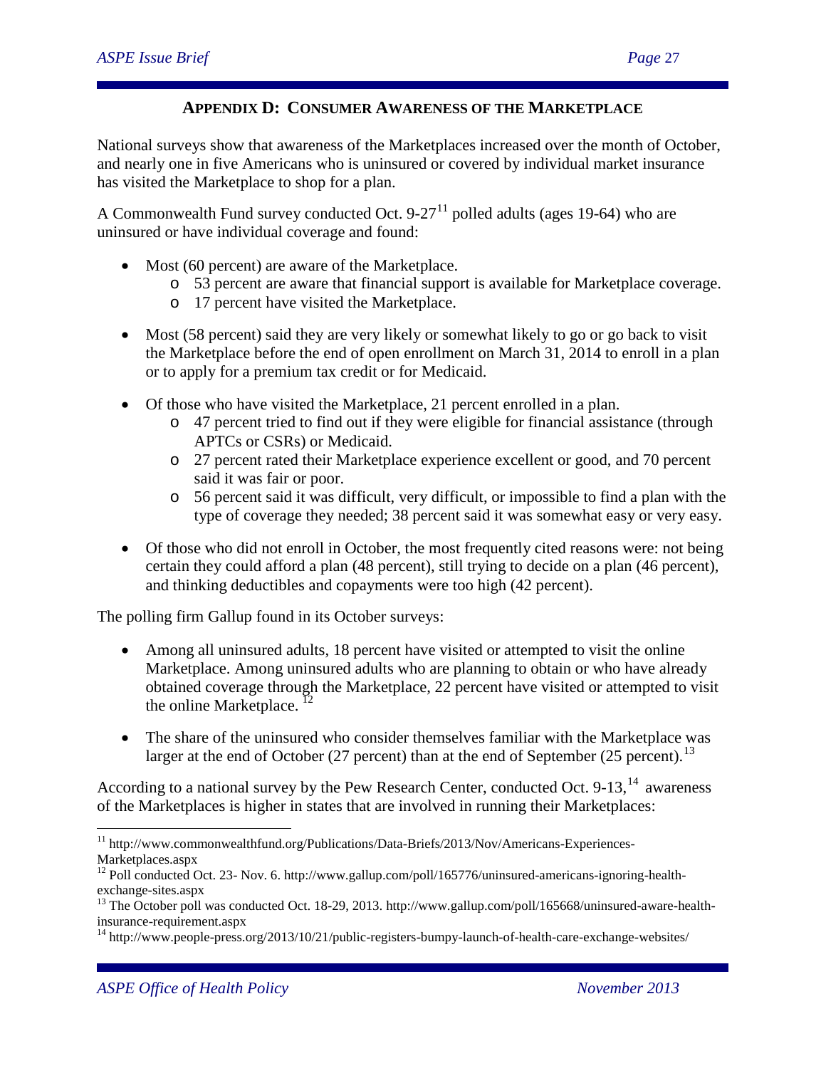## Appendix D: Consumer Awareness of the Marketplace

National surveys show that awareness of the Marketplaces increased over the month of October, and nearly one in five Americans who is uninsured or covered by individual market insurance has visited the Marketplace to shop for a plan.

A Commonwealth Fund survey conducted Oct. 9-27[11] polled adults (ages 19-64) who are uninsured or have individual coverage and found:

- Most (60 percent) are aware of the Marketplace.
  - 53 percent are aware that financial support is available for Marketplace coverage.
  - 17 percent have visited the Marketplace.
- Most (58 percent) said they are very likely or somewhat likely to go or go back to visit the Marketplace before the end of open enrollment on March 31, 2014 to enroll in a plan or to apply for a premium tax credit or for Medicaid.
- Of those who have visited the Marketplace, 21 percent enrolled in a plan.
  - 47 percent tried to find out if they were eligible for financial assistance (through APTCs or CSRs) or Medicaid.
  - 27 percent rated their Marketplace experience excellent or good, and 70 percent said it was fair or poor.
  - 56 percent said it was difficult, very difficult, or impossible to find a plan with the type of coverage they needed; 38 percent said it was somewhat easy or very easy.
- Of those who did not enroll in October, the most frequently cited reasons were: not being certain they could afford a plan (48 percent), still trying to decide on a plan (46 percent), and thinking deductibles and copayments were too high (42 percent).

The polling firm Gallup found in its October surveys:

- Among all uninsured adults, 18 percent have visited or attempted to visit the online Marketplace. Among uninsured adults who are planning to obtain or who have already obtained coverage through the Marketplace, 22 percent have visited or attempted to visit the online Marketplace. [12]
- The share of the uninsured who consider themselves familiar with the Marketplace was larger at the end of October (27 percent) than at the end of September (25 percent).[13]

According to a national survey by the Pew Research Center, conducted Oct. 9-13,[14] awareness of the Marketplaces is higher in states that are involved in running their Marketplaces:

---

[11] http://www.commonwealthfund.org/Publications/Data-Briefs/2013/Nov/Americans-Experiences-Marketplaces.aspx

[12] Poll conducted Oct. 23- Nov. 6. http://www.gallup.com/poll/165776/uninsured-americans-ignoring-health-exchange-sites.aspx

[13] The October poll was conducted Oct. 18-29, 2013. http://www.gallup.com/poll/165668/uninsured-aware-health-insurance-requirement.aspx

[14] http://www.people-press.org/2013/10/21/public-registers-bumpy-launch-of-health-care-exchange-websites/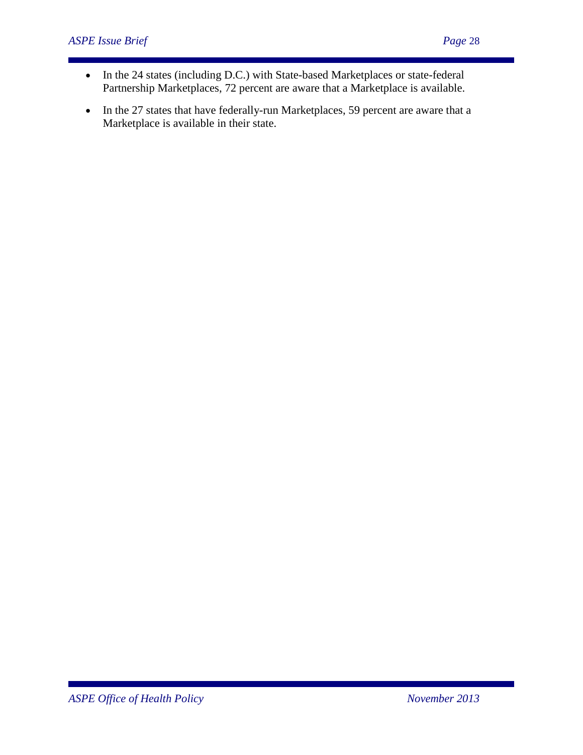- In the 24 states (including D.C.) with State-based Marketplaces or state-federal Partnership Marketplaces, 72 percent are aware that a Marketplace is available.
- In the 27 states that have federally-run Marketplaces, 59 percent are aware that a Marketplace is available in their state.